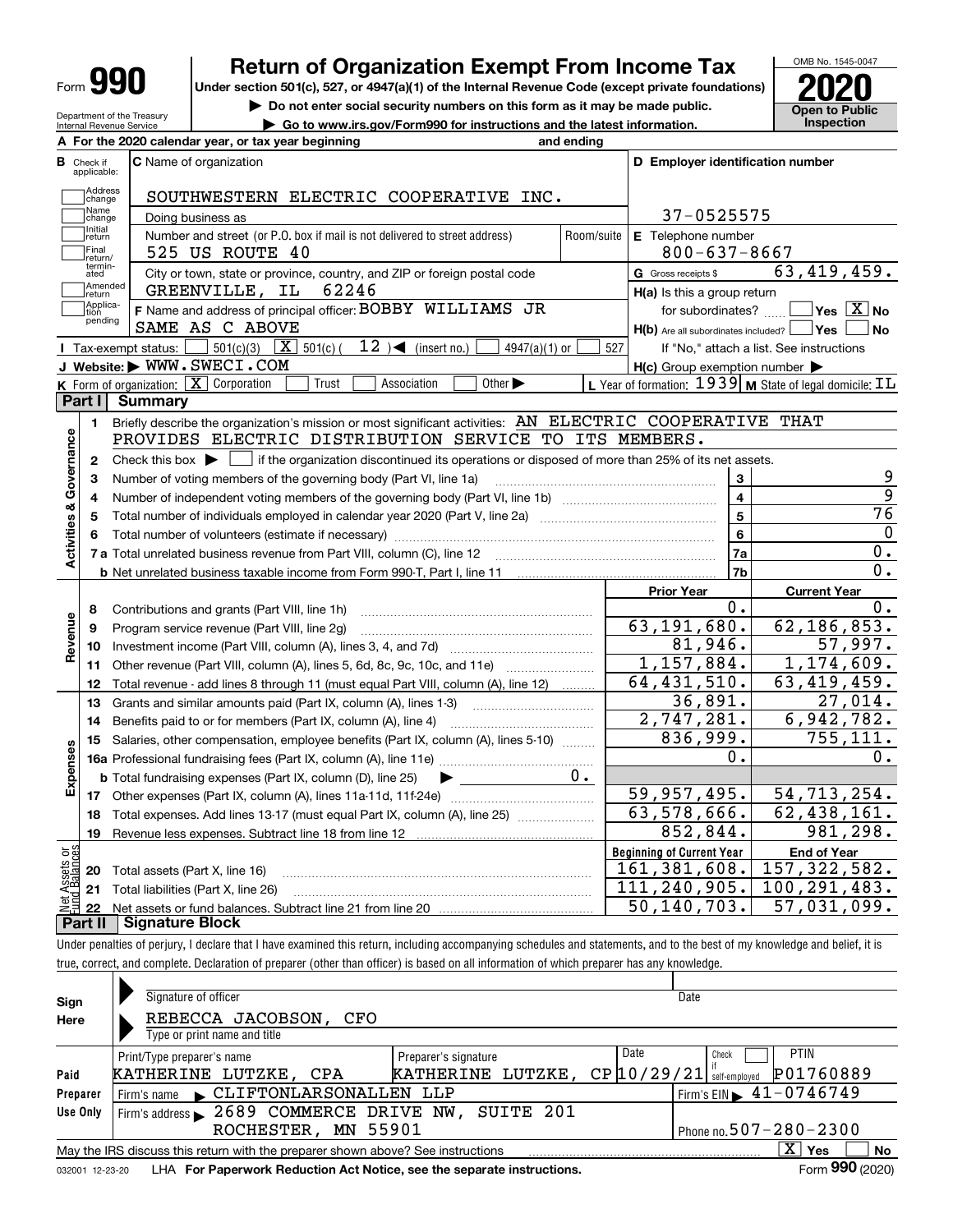# Form 990 Return of Organization Exempt From Income Tax 2020

Under section 501(c), 527, or 4947(a)(1) of the Internal Revenue Code (except private foundations)

▶ Do not enter social security numbers on this form as it may be made public.

▶ Go to www.irs.gov/Form990 for instructions and the latest information.

Department of the Treasury
Internal Revenue Service

OMB No. 1545-0047

Open to Public Inspection

**A** For the 2020 calendar year, or tax year beginning and ending

**B** Check if applicable: Address change, Name change, Initial return, Final return/terminated, Amended return, Application pending

**C** Name of organization: SOUTHWESTERN ELECTRIC COOPERATIVE INC.

Doing business as

Number and street (or P.O. box if mail is not delivered to street address): 525 US ROUTE 40 Room/suite

City or town, state or province, country, and ZIP or foreign postal code: GREENVILLE, IL 62246

**D** Employer identification number: 37-0525575

**E** Telephone number: 800-637-8667

**G** Gross receipts $ 63,419,459.

**F** Name and address of principal officer: BOBBY WILLIAMS JR
SAME AS C ABOVE

**H(a)** Is this a group return for subordinates? Yes [ ] No [X]

**H(b)** Are all subordinates included? Yes [ ] No [ ]
If "No," attach a list. See instructions

**H(c)** Group exemption number ▶

**I** Tax-exempt status: [ ] 501(c)(3) [X] 501(c) ( 12 ) ◀ (insert no.) [ ] 4947(a)(1) or [ ] 527

**J** Website: ▶ WWW.SWECI.COM

**K** Form of organization: [X] Corporation [ ] Trust [ ] Association [ ] Other ▶

**L** Year of formation: 1939 **M** State of legal domicile: IL

## Part I Summary

**Activities & Governance**

1. Briefly describe the organization's mission or most significant activities: AN ELECTRIC COOPERATIVE THAT PROVIDES ELECTRIC DISTRIBUTION SERVICE TO ITS MEMBERS.
2. Check this box ▶ [ ] if the organization discontinued its operations or disposed of more than 25% of its net assets.

| | | Line | Value |
|---|---|---|---|
| 3 | Number of voting members of the governing body (Part VI, line 1a) | 3 | 9 |
| 4 | Number of independent voting members of the governing body (Part VI, line 1b) | 4 | 9 |
| 5 | Total number of individuals employed in calendar year 2020 (Part V, line 2a) | 5 | 76 |
| 6 | Total number of volunteers (estimate if necessary) | 6 | 0 |
| 7a | Total unrelated business revenue from Part VIII, column (C), line 12 | 7a | 0. |
| b | Net unrelated business taxable income from Form 990-T, Part I, line 11 | 7b | 0. |

| | | | Prior Year | Current Year |
|---|---|---|---|---|
| **Revenue** | 8 | Contributions and grants (Part VIII, line 1h) | 0. | 0. |
| | 9 | Program service revenue (Part VIII, line 2g) | 63,191,680. | 62,186,853. |
| | 10 | Investment income (Part VIII, column (A), lines 3, 4, and 7d) | 81,946. | 57,997. |
| | 11 | Other revenue (Part VIII, column (A), lines 5, 6d, 8c, 9c, 10c, and 11e) | 1,157,884. | 1,174,609. |
| | 12 | Total revenue - add lines 8 through 11 (must equal Part VIII, column (A), line 12) | 64,431,510. | 63,419,459. |
| **Expenses** | 13 | Grants and similar amounts paid (Part IX, column (A), lines 1-3) | 36,891. | 27,014. |
| | 14 | Benefits paid to or for members (Part IX, column (A), line 4) | 2,747,281. | 6,942,782. |
| | 15 | Salaries, other compensation, employee benefits (Part IX, column (A), lines 5-10) | 836,999. | 755,111. |
| | 16a | Professional fundraising fees (Part IX, column (A), line 11e) | 0. | 0. |
| | b | Total fundraising expenses (Part IX, column (D), line 25) ▶ 0. | | |
| | 17 | Other expenses (Part IX, column (A), lines 11a-11d, 11f-24e) | 59,957,495. | 54,713,254. |
| | 18 | Total expenses. Add lines 13-17 (must equal Part IX, column (A), line 25) | 63,578,666. | 62,438,161. |
| | 19 | Revenue less expenses. Subtract line 18 from line 12 | 852,844. | 981,298. |
| | | | **Beginning of Current Year** | **End of Year** |
| **Net Assets or Fund Balances** | 20 | Total assets (Part X, line 16) | 161,381,608. | 157,322,582. |
| | 21 | Total liabilities (Part X, line 26) | 111,240,905. | 100,291,483. |
| | 22 | Net assets or fund balances. Subtract line 21 from line 20 | 50,140,703. | 57,031,099. |

## Part II Signature Block

Under penalties of perjury, I declare that I have examined this return, including accompanying schedules and statements, and to the best of my knowledge and belief, it is true, correct, and complete. Declaration of preparer (other than officer) is based on all information of which preparer has any knowledge.

**Sign Here**

Signature of officer | Date

REBECCA JACOBSON, CFO
Type or print name and title

**Paid Preparer Use Only**

| Print/Type preparer's name | Preparer's signature | Date | Check if self-employed | PTIN |
|---|---|---|---|---|
| KATHERINE LUTZKE, CPA | KATHERINE LUTZKE, CP | 10/29/21 | [ ] | P01760889 |

Firm's name ▶ CLIFTONLARSONALLEN LLP | Firm's EIN ▶ 41-0746749

Firm's address ▶ 2689 COMMERCE DRIVE NW, SUITE 201, ROCHESTER, MN 55901 | Phone no. 507-280-2300

May the IRS discuss this return with the preparer shown above? See instructions [X] Yes [ ] No

032001 12-23-20 LHA For Paperwork Reduction Act Notice, see the separate instructions. Form 990 (2020)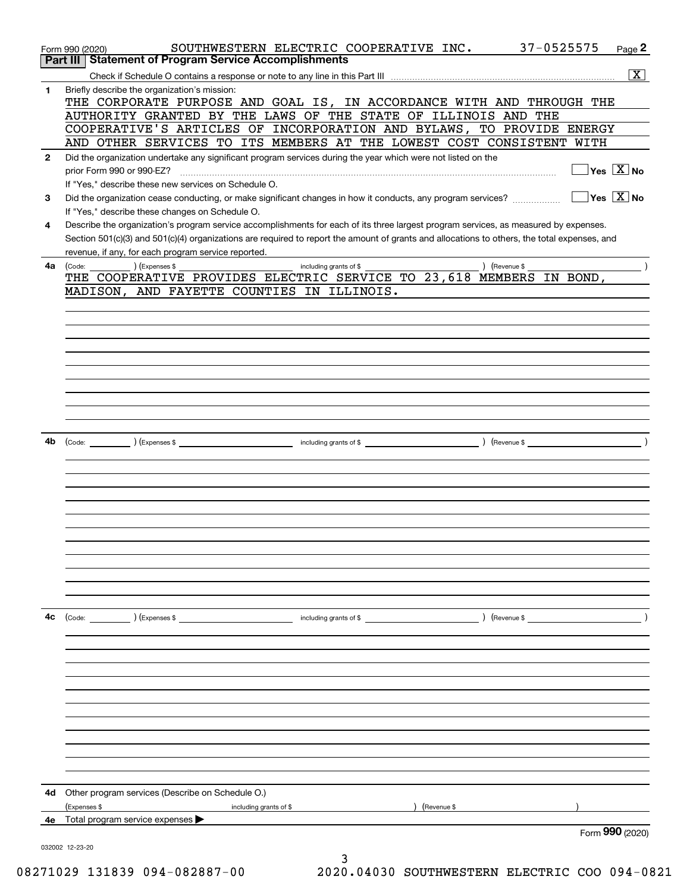Form 990 (2020) SOUTHWESTERN ELECTRIC COOPERATIVE INC. 37-0525575 Page 2

## Part III Statement of Program Service Accomplishments

Check if Schedule O contains a response or note to any line in this Part III [X]

**1** Briefly describe the organization's mission:

THE CORPORATE PURPOSE AND GOAL IS, IN ACCORDANCE WITH AND THROUGH THE AUTHORITY GRANTED BY THE LAWS OF THE STATE OF ILLINOIS AND THE COOPERATIVE'S ARTICLES OF INCORPORATION AND BYLAWS, TO PROVIDE ENERGY AND OTHER SERVICES TO ITS MEMBERS AT THE LOWEST COST CONSISTENT WITH

**2** Did the organization undertake any significant program services during the year which were not listed on the prior Form 990 or 990-EZ? [ ] Yes [X] No

If "Yes," describe these new services on Schedule O.

**3** Did the organization cease conducting, or make significant changes in how it conducts, any program services? [ ] Yes [X] No

If "Yes," describe these changes on Schedule O.

**4** Describe the organization's program service accomplishments for each of its three largest program services, as measured by expenses. Section 501(c)(3) and 501(c)(4) organizations are required to report the amount of grants and allocations to others, the total expenses, and revenue, if any, for each program service reported.

**4a** (Code: ) (Expenses $ including grants of $ ) (Revenue $ )

THE COOPERATIVE PROVIDES ELECTRIC SERVICE TO 23,618 MEMBERS IN BOND, MADISON, AND FAYETTE COUNTIES IN ILLINOIS.

**4b** (Code: ) (Expenses $ including grants of $ ) (Revenue $ )

**4c** (Code: ) (Expenses $ including grants of $ ) (Revenue $ )

**4d** Other program services (Describe on Schedule O.)

(Expenses $ including grants of $ ) (Revenue $ )

**4e** Total program service expenses

Form **990** (2020)

032002 12-23-20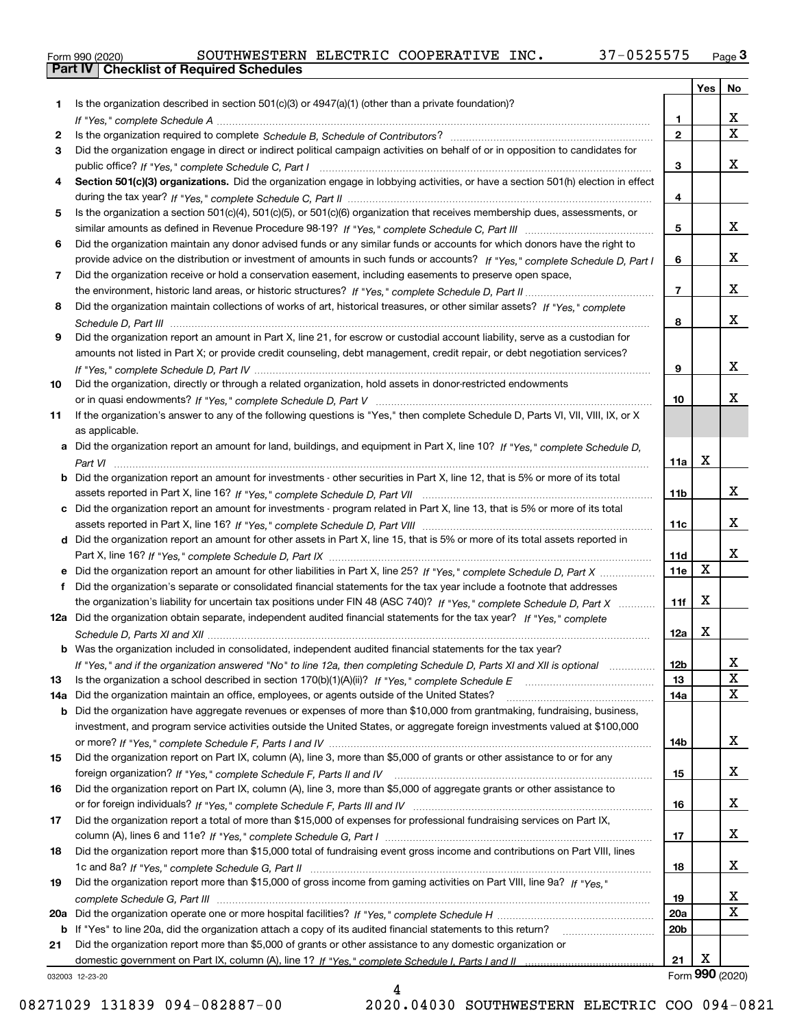Form 990 (2020) SOUTHWESTERN ELECTRIC COOPERATIVE INC. 37-0525575 Page 3

**Part IV Checklist of Required Schedules**

| | | | Yes | No |
|---|---|---|---|---|
| 1 | Is the organization described in section 501(c)(3) or 4947(a)(1) (other than a private foundation)? *If "Yes," complete Schedule A* | 1 | | X |
| 2 | Is the organization required to complete *Schedule B, Schedule of Contributors*? | 2 | | X |
| 3 | Did the organization engage in direct or indirect political campaign activities on behalf of or in opposition to candidates for public office? *If "Yes," complete Schedule C, Part I* | 3 | | X |
| 4 | **Section 501(c)(3) organizations.** Did the organization engage in lobbying activities, or have a section 501(h) election in effect during the tax year? *If "Yes," complete Schedule C, Part II* | 4 | | |
| 5 | Is the organization a section 501(c)(4), 501(c)(5), or 501(c)(6) organization that receives membership dues, assessments, or similar amounts as defined in Revenue Procedure 98-19? *If "Yes," complete Schedule C, Part III* | 5 | | X |
| 6 | Did the organization maintain any donor advised funds or any similar funds or accounts for which donors have the right to provide advice on the distribution or investment of amounts in such funds or accounts? *If "Yes," complete Schedule D, Part I* | 6 | | X |
| 7 | Did the organization receive or hold a conservation easement, including easements to preserve open space, the environment, historic land areas, or historic structures? *If "Yes," complete Schedule D, Part II* | 7 | | X |
| 8 | Did the organization maintain collections of works of art, historical treasures, or other similar assets? *If "Yes," complete Schedule D, Part III* | 8 | | X |
| 9 | Did the organization report an amount in Part X, line 21, for escrow or custodial account liability, serve as a custodian for amounts not listed in Part X; or provide credit counseling, debt management, credit repair, or debt negotiation services? *If "Yes," complete Schedule D, Part IV* | 9 | | X |
| 10 | Did the organization, directly or through a related organization, hold assets in donor-restricted endowments or in quasi endowments? *If "Yes," complete Schedule D, Part V* | 10 | | X |
| 11 | If the organization's answer to any of the following questions is "Yes," then complete Schedule D, Parts VI, VII, VIII, IX, or X as applicable. | | | |
| a | Did the organization report an amount for land, buildings, and equipment in Part X, line 10? *If "Yes," complete Schedule D, Part VI* | 11a | X | |
| b | Did the organization report an amount for investments - other securities in Part X, line 12, that is 5% or more of its total assets reported in Part X, line 16? *If "Yes," complete Schedule D, Part VII* | 11b | | X |
| c | Did the organization report an amount for investments - program related in Part X, line 13, that is 5% or more of its total assets reported in Part X, line 16? *If "Yes," complete Schedule D, Part VIII* | 11c | | X |
| d | Did the organization report an amount for other assets in Part X, line 15, that is 5% or more of its total assets reported in Part X, line 16? *If "Yes," complete Schedule D, Part IX* | 11d | | X |
| e | Did the organization report an amount for other liabilities in Part X, line 25? *If "Yes," complete Schedule D, Part X* | 11e | X | |
| f | Did the organization's separate or consolidated financial statements for the tax year include a footnote that addresses the organization's liability for uncertain tax positions under FIN 48 (ASC 740)? *If "Yes," complete Schedule D, Part X* | 11f | X | |
| 12a | Did the organization obtain separate, independent audited financial statements for the tax year? *If "Yes," complete Schedule D, Parts XI and XII* | 12a | X | |
| b | Was the organization included in consolidated, independent audited financial statements for the tax year? *If "Yes," and if the organization answered "No" to line 12a, then completing Schedule D, Parts XI and XII is optional* | 12b | | X |
| 13 | Is the organization a school described in section 170(b)(1)(A)(ii)? *If "Yes," complete Schedule E* | 13 | | X |
| 14a | Did the organization maintain an office, employees, or agents outside of the United States? | 14a | | X |
| b | Did the organization have aggregate revenues or expenses of more than $10,000 from grantmaking, fundraising, business, investment, and program service activities outside the United States, or aggregate foreign investments valued at $100,000 or more? *If "Yes," complete Schedule F, Parts I and IV* | 14b | | X |
| 15 | Did the organization report on Part IX, column (A), line 3, more than $5,000 of grants or other assistance to or for any foreign organization? *If "Yes," complete Schedule F, Parts II and IV* | 15 | | X |
| 16 | Did the organization report on Part IX, column (A), line 3, more than $5,000 of aggregate grants or other assistance to or for foreign individuals? *If "Yes," complete Schedule F, Parts III and IV* | 16 | | X |
| 17 | Did the organization report a total of more than $15,000 of expenses for professional fundraising services on Part IX, column (A), lines 6 and 11e? *If "Yes," complete Schedule G, Part I* | 17 | | X |
| 18 | Did the organization report more than $15,000 total of fundraising event gross income and contributions on Part VIII, lines 1c and 8a? *If "Yes," complete Schedule G, Part II* | 18 | | X |
| 19 | Did the organization report more than $15,000 of gross income from gaming activities on Part VIII, line 9a? *If "Yes," complete Schedule G, Part III* | 19 | | X |
| 20a | Did the organization operate one or more hospital facilities? *If "Yes," complete Schedule H* | 20a | | X |
| b | If "Yes" to line 20a, did the organization attach a copy of its audited financial statements to this return? | 20b | | |
| 21 | Did the organization report more than $5,000 of grants or other assistance to any domestic organization or domestic government on Part IX, column (A), line 1? *If "Yes," complete Schedule I, Parts I and II* | 21 | X | |

032003 12-23-20

Form **990** (2020)

08271029 131839 094-082887-00 2020.04030 SOUTHWESTERN ELECTRIC COO 094-0821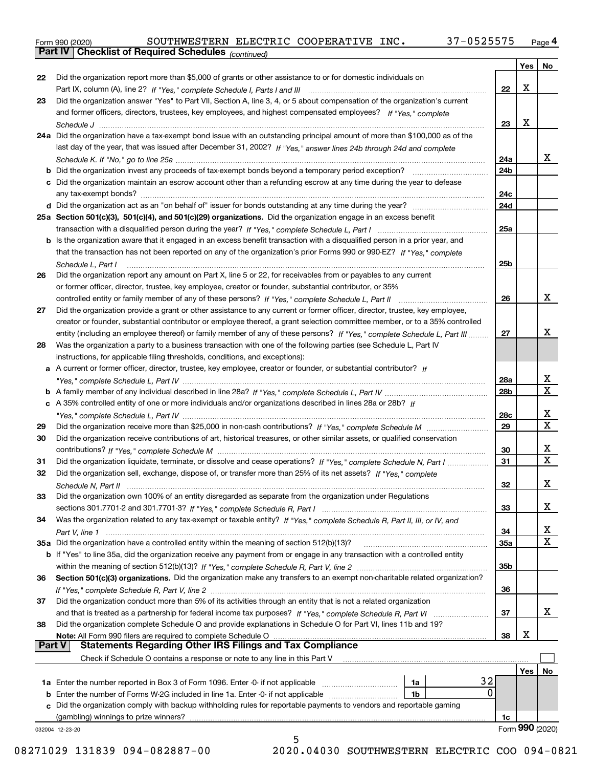Form 990 (2020) SOUTHWESTERN ELECTRIC COOPERATIVE INC. 37-0525575 Page 4

**Part IV Checklist of Required Schedules** *(continued)*

| | | | Yes | No |
|---|---|---|---|---|
| 22 | Did the organization report more than $5,000 of grants or other assistance to or for domestic individuals on Part IX, column (A), line 2? *If "Yes," complete Schedule I, Parts I and III* | 22 | X | |
| 23 | Did the organization answer "Yes" to Part VII, Section A, line 3, 4, or 5 about compensation of the organization's current and former officers, directors, trustees, key employees, and highest compensated employees? *If "Yes," complete Schedule J* | 23 | X | |
| 24a | Did the organization have a tax-exempt bond issue with an outstanding principal amount of more than $100,000 as of the last day of the year, that was issued after December 31, 2002? *If "Yes," answer lines 24b through 24d and complete Schedule K. If "No," go to line 25a* | 24a | | X |
| b | Did the organization invest any proceeds of tax-exempt bonds beyond a temporary period exception? | 24b | | |
| c | Did the organization maintain an escrow account other than a refunding escrow at any time during the year to defease any tax-exempt bonds? | 24c | | |
| d | Did the organization act as an "on behalf of" issuer for bonds outstanding at any time during the year? | 24d | | |
| 25a | **Section 501(c)(3), 501(c)(4), and 501(c)(29) organizations.** Did the organization engage in an excess benefit transaction with a disqualified person during the year? *If "Yes," complete Schedule L, Part I* | 25a | | |
| b | Is the organization aware that it engaged in an excess benefit transaction with a disqualified person in a prior year, and that the transaction has not been reported on any of the organization's prior Forms 990 or 990-EZ? *If "Yes," complete Schedule L, Part I* | 25b | | |
| 26 | Did the organization report any amount on Part X, line 5 or 22, for receivables from or payables to any current or former officer, director, trustee, key employee, creator or founder, substantial contributor, or 35% controlled entity or family member of any of these persons? *If "Yes," complete Schedule L, Part II* | 26 | | X |
| 27 | Did the organization provide a grant or other assistance to any current or former officer, director, trustee, key employee, creator or founder, substantial contributor or employee thereof, a grant selection committee member, or to a 35% controlled entity (including an employee thereof) or family member of any of these persons? *If "Yes," complete Schedule L, Part III* | 27 | | X |
| 28 | Was the organization a party to a business transaction with one of the following parties (see Schedule L, Part IV instructions, for applicable filing thresholds, conditions, and exceptions): | | | |
| a | A current or former officer, director, trustee, key employee, creator or founder, or substantial contributor? *If "Yes," complete Schedule L, Part IV* | 28a | | X |
| b | A family member of any individual described in line 28a? *If "Yes," complete Schedule L, Part IV* | 28b | | X |
| c | A 35% controlled entity of one or more individuals and/or organizations described in lines 28a or 28b? *If "Yes," complete Schedule L, Part IV* | 28c | | X |
| 29 | Did the organization receive more than $25,000 in non-cash contributions? *If "Yes," complete Schedule M* | 29 | | X |
| 30 | Did the organization receive contributions of art, historical treasures, or other similar assets, or qualified conservation contributions? *If "Yes," complete Schedule M* | 30 | | X |
| 31 | Did the organization liquidate, terminate, or dissolve and cease operations? *If "Yes," complete Schedule N, Part I* | 31 | | X |
| 32 | Did the organization sell, exchange, dispose of, or transfer more than 25% of its net assets? *If "Yes," complete Schedule N, Part II* | 32 | | X |
| 33 | Did the organization own 100% of an entity disregarded as separate from the organization under Regulations sections 301.7701-2 and 301.7701-3? *If "Yes," complete Schedule R, Part I* | 33 | | X |
| 34 | Was the organization related to any tax-exempt or taxable entity? *If "Yes," complete Schedule R, Part II, III, or IV, and Part V, line 1* | 34 | | X |
| 35a | Did the organization have a controlled entity within the meaning of section 512(b)(13)? | 35a | | X |
| b | If "Yes" to line 35a, did the organization receive any payment from or engage in any transaction with a controlled entity within the meaning of section 512(b)(13)? *If "Yes," complete Schedule R, Part V, line 2* | 35b | | |
| 36 | **Section 501(c)(3) organizations.** Did the organization make any transfers to an exempt non-charitable related organization? *If "Yes," complete Schedule R, Part V, line 2* | 36 | | |
| 37 | Did the organization conduct more than 5% of its activities through an entity that is not a related organization and that is treated as a partnership for federal income tax purposes? *If "Yes," complete Schedule R, Part VI* | 37 | | X |
| 38 | Did the organization complete Schedule O and provide explanations in Schedule O for Part VI, lines 11b and 19? **Note:** All Form 990 filers are required to complete Schedule O | 38 | X | |

**Part V Statements Regarding Other IRS Filings and Tax Compliance**

Check if Schedule O contains a response or note to any line in this Part V

| | | | | | Yes | No |
|---|---|---|---|---|---|---|
| 1a | Enter the number reported in Box 3 of Form 1096. Enter -0- if not applicable | 1a | 32 | | | |
| b | Enter the number of Forms W-2G included in line 1a. Enter -0- if not applicable | 1b | 0 | | | |
| c | Did the organization comply with backup withholding rules for reportable payments to vendors and reportable gaming (gambling) winnings to prize winners? | | | 1c | | |

032004 12-23-20

Form **990** (2020)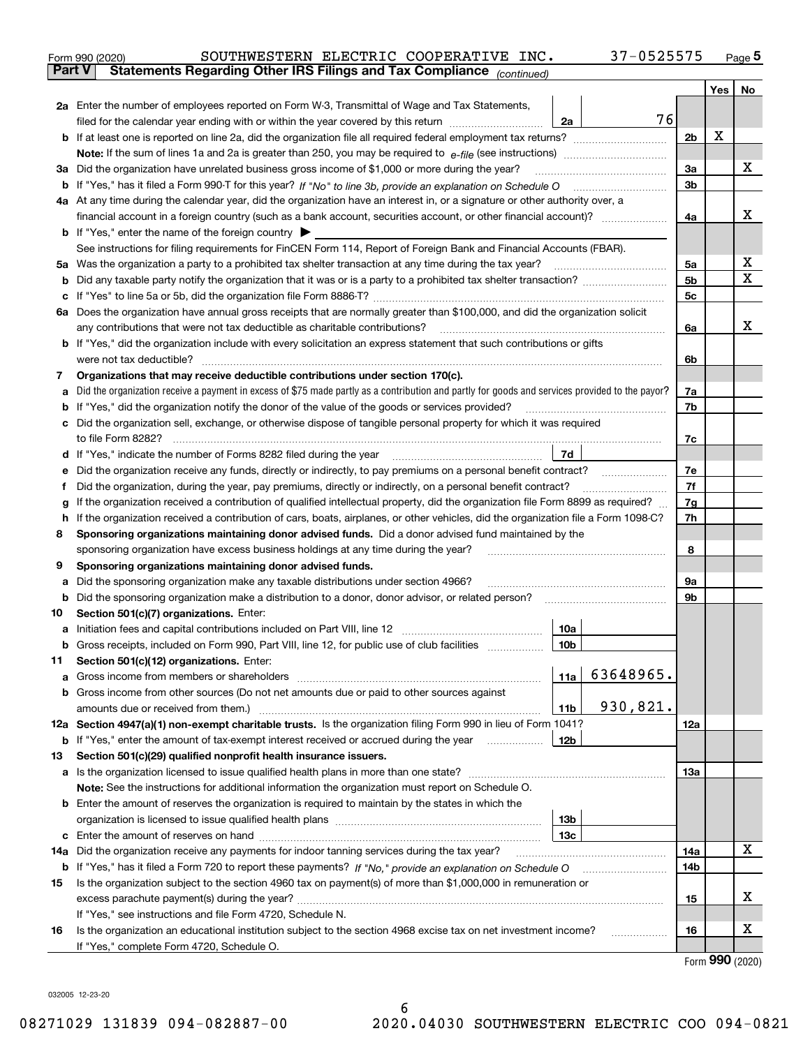Form 990 (2020) SOUTHWESTERN ELECTRIC COOPERATIVE INC. 37-0525575 Page 5

## Part V Statements Regarding Other IRS Filings and Tax Compliance *(continued)*

| | | | | Line | Yes | No |
|---|---|---|---|---|---|---|
| **2a** | Enter the number of employees reported on Form W-3, Transmittal of Wage and Tax Statements, filed for the calendar year ending with or within the year covered by this return | 2a | 76 | | | |
| **b** | If at least one is reported on line 2a, did the organization file all required federal employment tax returns? | | | 2b | X | |
| | **Note:** If the sum of lines 1a and 2a is greater than 250, you may be required to *e-file* (see instructions) | | | | | |
| **3a** | Did the organization have unrelated business gross income of $1,000 or more during the year? | | | 3a | | X |
| **b** | If "Yes," has it filed a Form 990-T for this year? *If "No" to line 3b, provide an explanation on Schedule O* | | | 3b | | |
| **4a** | At any time during the calendar year, did the organization have an interest in, or a signature or other authority over, a financial account in a foreign country (such as a bank account, securities account, or other financial account)? | | | 4a | | X |
| **b** | If "Yes," enter the name of the foreign country ▶ | | | | | |
| | See instructions for filing requirements for FinCEN Form 114, Report of Foreign Bank and Financial Accounts (FBAR). | | | | | |
| **5a** | Was the organization a party to a prohibited tax shelter transaction at any time during the tax year? | | | 5a | | X |
| **b** | Did any taxable party notify the organization that it was or is a party to a prohibited tax shelter transaction? | | | 5b | | X |
| **c** | If "Yes" to line 5a or 5b, did the organization file Form 8886-T? | | | 5c | | |
| **6a** | Does the organization have annual gross receipts that are normally greater than $100,000, and did the organization solicit any contributions that were not tax deductible as charitable contributions? | | | 6a | | X |
| **b** | If "Yes," did the organization include with every solicitation an express statement that such contributions or gifts were not tax deductible? | | | 6b | | |
| **7** | **Organizations that may receive deductible contributions under section 170(c).** | | | | | |
| **a** | Did the organization receive a payment in excess of $75 made partly as a contribution and partly for goods and services provided to the payor? | | | 7a | | |
| **b** | If "Yes," did the organization notify the donor of the value of the goods or services provided? | | | 7b | | |
| **c** | Did the organization sell, exchange, or otherwise dispose of tangible personal property for which it was required to file Form 8282? | | | 7c | | |
| **d** | If "Yes," indicate the number of Forms 8282 filed during the year | 7d | | | | |
| **e** | Did the organization receive any funds, directly or indirectly, to pay premiums on a personal benefit contract? | | | 7e | | |
| **f** | Did the organization, during the year, pay premiums, directly or indirectly, on a personal benefit contract? | | | 7f | | |
| **g** | If the organization received a contribution of qualified intellectual property, did the organization file Form 8899 as required? | | | 7g | | |
| **h** | If the organization received a contribution of cars, boats, airplanes, or other vehicles, did the organization file a Form 1098-C? | | | 7h | | |
| **8** | **Sponsoring organizations maintaining donor advised funds.** Did a donor advised fund maintained by the sponsoring organization have excess business holdings at any time during the year? | | | 8 | | |
| **9** | **Sponsoring organizations maintaining donor advised funds.** | | | | | |
| **a** | Did the sponsoring organization make any taxable distributions under section 4966? | | | 9a | | |
| **b** | Did the sponsoring organization make a distribution to a donor, donor advisor, or related person? | | | 9b | | |
| **10** | **Section 501(c)(7) organizations.** Enter: | | | | | |
| **a** | Initiation fees and capital contributions included on Part VIII, line 12 | 10a | | | | |
| **b** | Gross receipts, included on Form 990, Part VIII, line 12, for public use of club facilities | 10b | | | | |
| **11** | **Section 501(c)(12) organizations.** Enter: | | | | | |
| **a** | Gross income from members or shareholders | 11a | 63648965. | | | |
| **b** | Gross income from other sources (Do not net amounts due or paid to other sources against amounts due or received from them.) | 11b | 930,821. | | | |
| **12a** | **Section 4947(a)(1) non-exempt charitable trusts.** Is the organization filing Form 990 in lieu of Form 1041? | | | 12a | | |
| **b** | If "Yes," enter the amount of tax-exempt interest received or accrued during the year | 12b | | | | |
| **13** | **Section 501(c)(29) qualified nonprofit health insurance issuers.** | | | | | |
| **a** | Is the organization licensed to issue qualified health plans in more than one state? | | | 13a | | |
| | **Note:** See the instructions for additional information the organization must report on Schedule O. | | | | | |
| **b** | Enter the amount of reserves the organization is required to maintain by the states in which the organization is licensed to issue qualified health plans | 13b | | | | |
| **c** | Enter the amount of reserves on hand | 13c | | | | |
| **14a** | Did the organization receive any payments for indoor tanning services during the tax year? | | | 14a | | X |
| **b** | If "Yes," has it filed a Form 720 to report these payments? *If "No," provide an explanation on Schedule O* | | | 14b | | |
| **15** | Is the organization subject to the section 4960 tax on payment(s) of more than $1,000,000 in remuneration or excess parachute payment(s) during the year? | | | 15 | | X |
| | If "Yes," see instructions and file Form 4720, Schedule N. | | | | | |
| **16** | Is the organization an educational institution subject to the section 4968 excise tax on net investment income? | | | 16 | | X |
| | If "Yes," complete Form 4720, Schedule O. | | | | | |

Form **990** (2020)

032005 12-23-20

08271029 131839 094-082887-00 2020.04030 SOUTHWESTERN ELECTRIC COO 094-0821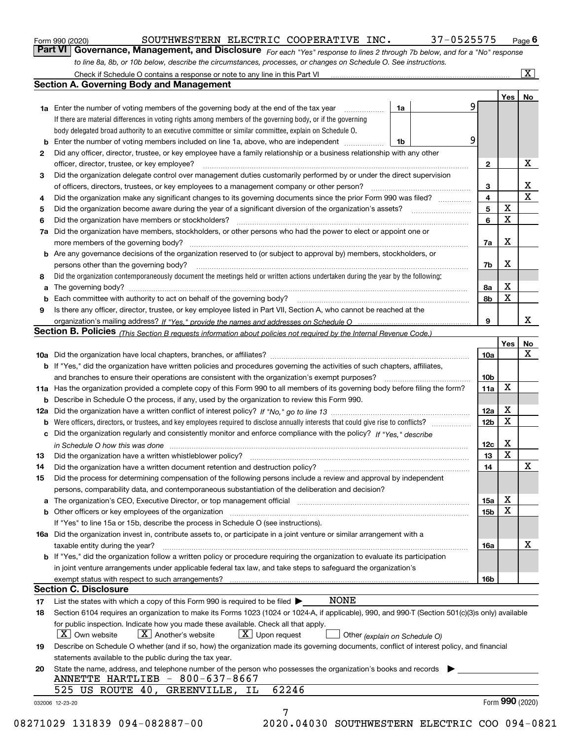Form 990 (2020) SOUTHWESTERN ELECTRIC COOPERATIVE INC. 37-0525575 Page 6

## Part VI Governance, Management, and Disclosure

*For each "Yes" response to lines 2 through 7b below, and for a "No" response to line 8a, 8b, or 10b below, describe the circumstances, processes, or changes on Schedule O. See instructions.*

Check if Schedule O contains a response or note to any line in this Part VI ..... [X]

### Section A. Governing Body and Management

| | | | | Yes | No |
|---|---|---|---|---|---|
| 1a | Enter the number of voting members of the governing body at the end of the tax year | 1a | 9 | | |
| | If there are material differences in voting rights among members of the governing body, or if the governing body delegated broad authority to an executive committee or similar committee, explain on Schedule O. | | | | |
| b | Enter the number of voting members included on line 1a, above, who are independent | 1b | 9 | | |
| 2 | Did any officer, director, trustee, or key employee have a family relationship or a business relationship with any other officer, director, trustee, or key employee? | 2 | | | X |
| 3 | Did the organization delegate control over management duties customarily performed by or under the direct supervision of officers, directors, trustees, or key employees to a management company or other person? | 3 | | | X |
| 4 | Did the organization make any significant changes to its governing documents since the prior Form 990 was filed? | 4 | | | X |
| 5 | Did the organization become aware during the year of a significant diversion of the organization's assets? | 5 | | X | |
| 6 | Did the organization have members or stockholders? | 6 | | X | |
| 7a | Did the organization have members, stockholders, or other persons who had the power to elect or appoint one or more members of the governing body? | 7a | | X | |
| b | Are any governance decisions of the organization reserved to (or subject to approval by) members, stockholders, or persons other than the governing body? | 7b | | X | |
| 8 | Did the organization contemporaneously document the meetings held or written actions undertaken during the year by the following: | | | | |
| a | The governing body? | 8a | | X | |
| b | Each committee with authority to act on behalf of the governing body? | 8b | | X | |
| 9 | Is there any officer, director, trustee, or key employee listed in Part VII, Section A, who cannot be reached at the organization's mailing address? *If "Yes," provide the names and addresses on Schedule O* | 9 | | | X |

### Section B. Policies *(This Section B requests information about policies not required by the Internal Revenue Code.)*

| | | | Yes | No |
|---|---|---|---|---|
| 10a | Did the organization have local chapters, branches, or affiliates? | 10a | | X |
| b | If "Yes," did the organization have written policies and procedures governing the activities of such chapters, affiliates, and branches to ensure their operations are consistent with the organization's exempt purposes? | 10b | | |
| 11a | Has the organization provided a complete copy of this Form 990 to all members of its governing body before filing the form? | 11a | X | |
| b | Describe in Schedule O the process, if any, used by the organization to review this Form 990. | | | |
| 12a | Did the organization have a written conflict of interest policy? *If "No," go to line 13* | 12a | X | |
| b | Were officers, directors, or trustees, and key employees required to disclose annually interests that could give rise to conflicts? | 12b | X | |
| c | Did the organization regularly and consistently monitor and enforce compliance with the policy? *If "Yes," describe in Schedule O how this was done* | 12c | X | |
| 13 | Did the organization have a written whistleblower policy? | 13 | X | |
| 14 | Did the organization have a written document retention and destruction policy? | 14 | | X |
| 15 | Did the process for determining compensation of the following persons include a review and approval by independent persons, comparability data, and contemporaneous substantiation of the deliberation and decision? | | | |
| a | The organization's CEO, Executive Director, or top management official | 15a | X | |
| b | Other officers or key employees of the organization | 15b | X | |
| | If "Yes" to line 15a or 15b, describe the process in Schedule O (see instructions). | | | |
| 16a | Did the organization invest in, contribute assets to, or participate in a joint venture or similar arrangement with a taxable entity during the year? | 16a | | X |
| b | If "Yes," did the organization follow a written policy or procedure requiring the organization to evaluate its participation in joint venture arrangements under applicable federal tax law, and take steps to safeguard the organization's exempt status with respect to such arrangements? | 16b | | |

### Section C. Disclosure

17 List the states with which a copy of this Form 990 is required to be filed ▶ NONE

18 Section 6104 requires an organization to make its Forms 1023 (1024 or 1024-A, if applicable), 990, and 990-T (Section 501(c)(3)s only) available for public inspection. Indicate how you made these available. Check all that apply.
[X] Own website [X] Another's website [X] Upon request [ ] Other *(explain on Schedule O)*

19 Describe on Schedule O whether (and if so, how) the organization made its governing documents, conflict of interest policy, and financial statements available to the public during the tax year.

20 State the name, address, and telephone number of the person who possesses the organization's books and records ▶
ANNETTE HARTLIEB - 800-637-8667
525 US ROUTE 40, GREENVILLE, IL 62246

032006 12-23-20 Form **990** (2020)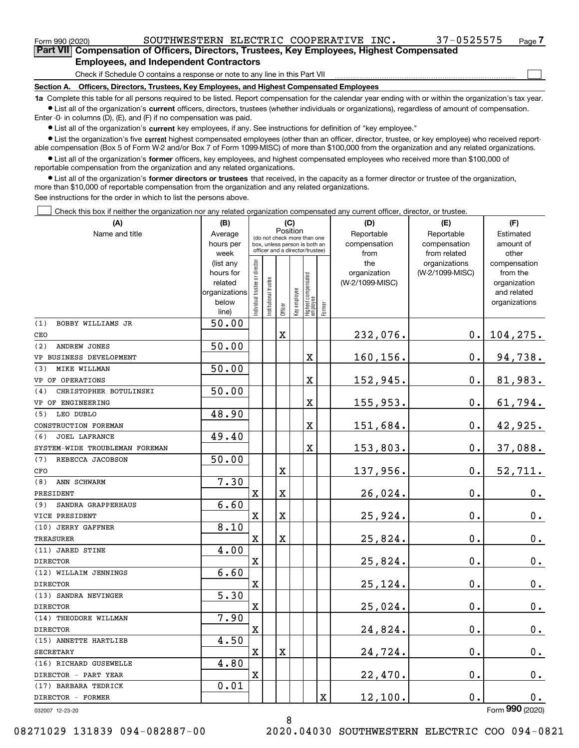Form 990 (2020) SOUTHWESTERN ELECTRIC COOPERATIVE INC. 37-0525575 Page 7

## Part VII Compensation of Officers, Directors, Trustees, Key Employees, Highest Compensated Employees, and Independent Contractors

Check if Schedule O contains a response or note to any line in this Part VII ☐

**Section A. Officers, Directors, Trustees, Key Employees, and Highest Compensated Employees**

**1a** Complete this table for all persons required to be listed. Report compensation for the calendar year ending with or within the organization's tax year.

- List all of the organization's **current** officers, directors, trustees (whether individuals or organizations), regardless of amount of compensation. Enter -0- in columns (D), (E), and (F) if no compensation was paid.
- List all of the organization's **current** key employees, if any. See instructions for definition of "key employee."
- List the organization's five **current** highest compensated employees (other than an officer, director, trustee, or key employee) who received reportable compensation (Box 5 of Form W-2 and/or Box 7 of Form 1099-MISC) of more than $100,000 from the organization and any related organizations.
- List all of the organization's **former** officers, key employees, and highest compensated employees who received more than $100,000 of reportable compensation from the organization and any related organizations.
- List all of the organization's **former directors or trustees** that received, in the capacity as a former director or trustee of the organization, more than $10,000 of reportable compensation from the organization and any related organizations.

See instructions for the order in which to list the persons above.

☐ Check this box if neither the organization nor any related organization compensated any current officer, director, or trustee.

| (A) Name and title | (B) Average hours per week (list any hours for related organizations below line) | (C) Position (do not check more than one box, unless person is both an officer and a director/trustee) | | | | | | (D) Reportable compensation from the organization (W-2/1099-MISC) | (E) Reportable compensation from related organizations (W-2/1099-MISC) | (F) Estimated amount of other compensation from the organization and related organizations |
|---|---|---|---|---|---|---|---|---|---|---|
| | | Individual trustee or director | Institutional trustee | Officer | Key employee | Highest compensated employee | Former | | | |
| (1) BOBBY WILLIAMS JR<br>CEO | 50.00 | | | X | | | | 232,076. | 0. | 104,275. |
| (2) ANDREW JONES<br>VP BUSINESS DEVELOPMENT | 50.00 | | | | | X | | 160,156. | 0. | 94,738. |
| (3) MIKE WILLMAN<br>VP OF OPERATIONS | 50.00 | | | | | X | | 152,945. | 0. | 81,983. |
| (4) CHRISTOPHER BOTULINSKI<br>VP OF ENGINEERING | 50.00 | | | | | X | | 155,953. | 0. | 61,794. |
| (5) LEO DUBLO<br>CONSTRUCTION FOREMAN | 48.90 | | | | | X | | 151,684. | 0. | 42,925. |
| (6) JOEL LAFRANCE<br>SYSTEM-WIDE TROUBLEMAN FOREMAN | 49.40 | | | | | X | | 153,803. | 0. | 37,088. |
| (7) REBECCA JACOBSON<br>CFO | 50.00 | | | X | | | | 137,956. | 0. | 52,711. |
| (8) ANN SCHWARM<br>PRESIDENT | 7.30 | X | | X | | | | 26,024. | 0. | 0. |
| (9) SANDRA GRAPPERHAUS<br>VICE PRESIDENT | 6.60 | X | | X | | | | 25,924. | 0. | 0. |
| (10) JERRY GAFFNER<br>TREASURER | 8.10 | X | | X | | | | 25,824. | 0. | 0. |
| (11) JARED STINE<br>DIRECTOR | 4.00 | X | | | | | | 25,824. | 0. | 0. |
| (12) WILLAIM JENNINGS<br>DIRECTOR | 6.60 | X | | | | | | 25,124. | 0. | 0. |
| (13) SANDRA NEVINGER<br>DIRECTOR | 5.30 | X | | | | | | 25,024. | 0. | 0. |
| (14) THEODORE WILLMAN<br>DIRECTOR | 7.90 | X | | | | | | 24,824. | 0. | 0. |
| (15) ANNETTE HARTLIEB<br>SECRETARY | 4.50 | X | | X | | | | 24,724. | 0. | 0. |
| (16) RICHARD GUSEWELLE<br>DIRECTOR - PART YEAR | 4.80 | X | | | | | | 22,470. | 0. | 0. |
| (17) BARBARA TEDRICK<br>DIRECTOR - FORMER | 0.01 | | | | | | X | 12,100. | 0. | 0. |

032007 12-23-20 Form 990 (2020)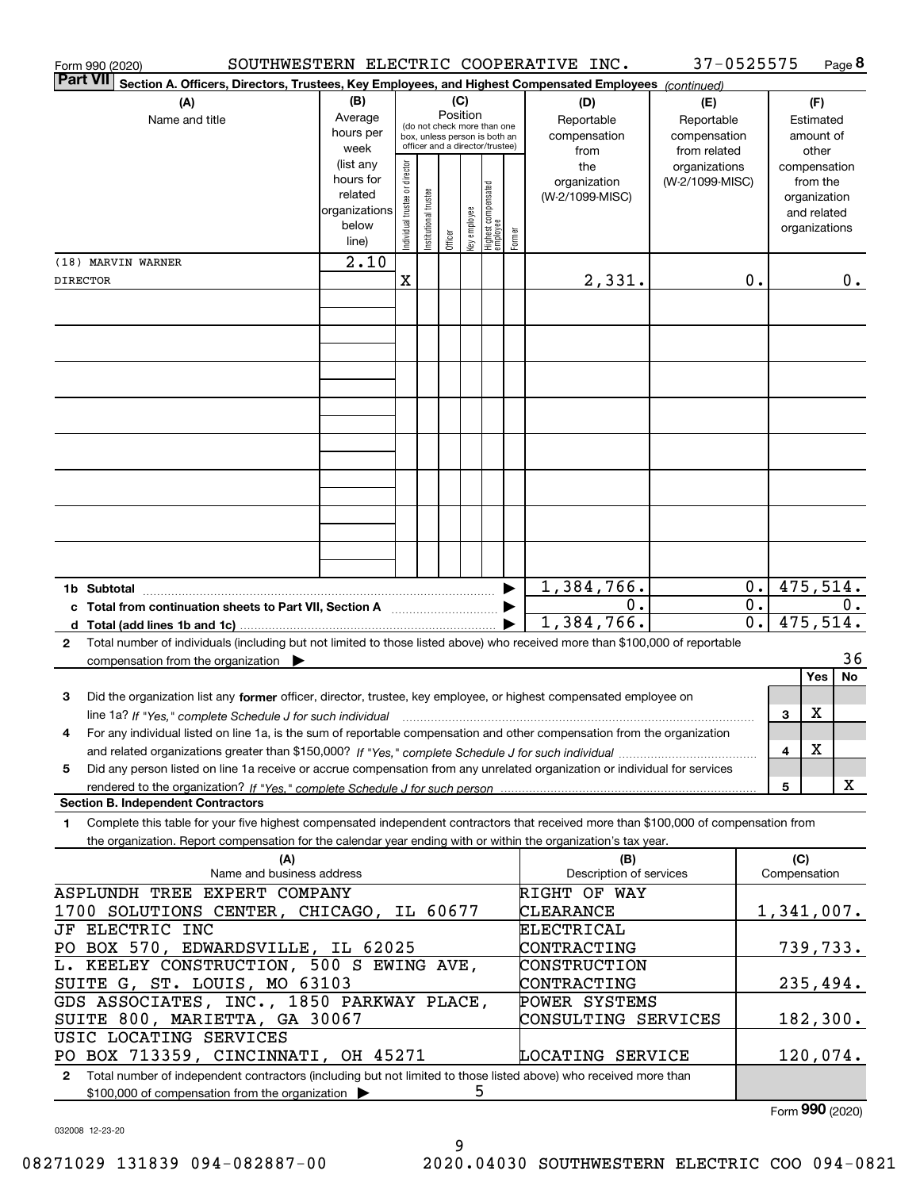Form 990 (2020) SOUTHWESTERN ELECTRIC COOPERATIVE INC. 37-0525575 Page **8**

**Part VII** **Section A. Officers, Directors, Trustees, Key Employees, and Highest Compensated Employees** *(continued)*

| (A) Name and title | (B) Average hours per week (list any hours for related organizations below line) | (C) Position: Individual trustee or director | Institutional trustee | Officer | Key employee | Highest compensated employee | Former | (D) Reportable compensation from the organization (W-2/1099-MISC) | (E) Reportable compensation from related organizations (W-2/1099-MISC) | (F) Estimated amount of other compensation from the organization and related organizations |
|---|---|---|---|---|---|---|---|---|---|---|
| (18) MARVIN WARNER | 2.10 | | | | | | | | | |
| DIRECTOR | | X | | | | | | 2,331. | 0. | 0. |

| | (D) | (E) | (F) |
|---|---|---|---|
| **1b Subtotal** | 1,384,766. | 0. | 475,514. |
| **c Total from continuation sheets to Part VII, Section A** | 0. | 0. | 0. |
| **d Total (add lines 1b and 1c)** | 1,384,766. | 0. | 475,514. |

**2** Total number of individuals (including but not limited to those listed above) who received more than $100,000 of reportable compensation from the organization ▶ 36

| | | Yes | No |
|---|---|---|---|
| **3** Did the organization list any **former** officer, director, trustee, key employee, or highest compensated employee on line 1a? *If "Yes," complete Schedule J for such individual* | 3 | X | |
| **4** For any individual listed on line 1a, is the sum of reportable compensation and other compensation from the organization and related organizations greater than $150,000? *If "Yes," complete Schedule J for such individual* | 4 | X | |
| **5** Did any person listed on line 1a receive or accrue compensation from any unrelated organization or individual for services rendered to the organization? *If "Yes," complete Schedule J for such person* | 5 | | X |

**Section B. Independent Contractors**

**1** Complete this table for your five highest compensated independent contractors that received more than $100,000 of compensation from the organization. Report compensation for the calendar year ending with or within the organization's tax year.

| (A) Name and business address | (B) Description of services | (C) Compensation |
|---|---|---|
| ASPLUNDH TREE EXPERT COMPANY 1700 SOLUTIONS CENTER, CHICAGO, IL 60677 | RIGHT OF WAY CLEARANCE | 1,341,007. |
| JF ELECTRIC INC PO BOX 570, EDWARDSVILLE, IL 62025 | ELECTRICAL CONTRACTING | 739,733. |
| L. KEELEY CONSTRUCTION, 500 S EWING AVE, SUITE G, ST. LOUIS, MO 63103 | CONSTRUCTION CONTRACTING | 235,494. |
| GDS ASSOCIATES, INC., 1850 PARKWAY PLACE, SUITE 800, MARIETTA, GA 30067 | POWER SYSTEMS CONSULTING SERVICES | 182,300. |
| USIC LOCATING SERVICES PO BOX 713359, CINCINNATI, OH 45271 | LOCATING SERVICE | 120,074. |

**2** Total number of independent contractors (including but not limited to those listed above) who received more than $100,000 of compensation from the organization ▶ 5

Form **990** (2020)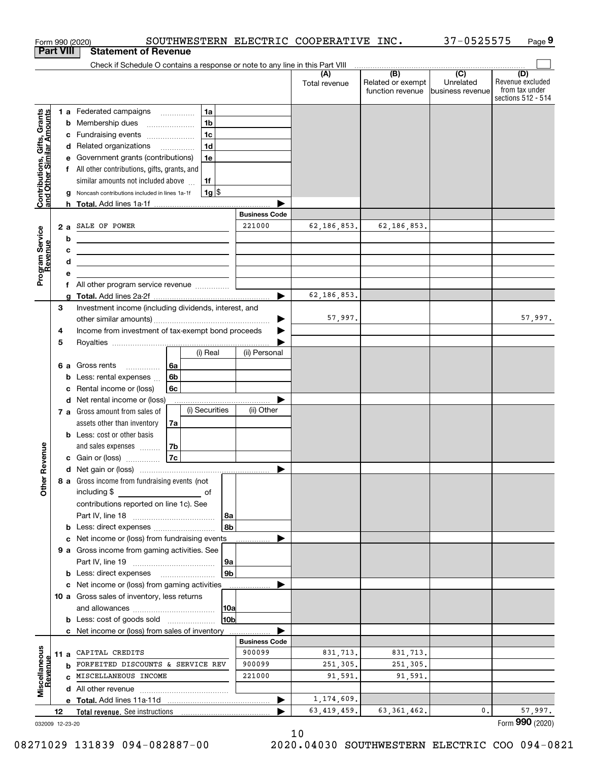Form 990 (2020) SOUTHWESTERN ELECTRIC COOPERATIVE INC. 37-0525575 Page 9

**Part VIII Statement of Revenue**

Check if Schedule O contains a response or note to any line in this Part VIII

| | | | | (A) Total revenue | (B) Related or exempt function revenue | (C) Unrelated business revenue | (D) Revenue excluded from tax under sections 512 - 514 |
|---|---|---|---|---|---|---|---|
| Contributions, Gifts, Grants and Other Similar Amounts | 1 a | Federated campaigns | 1a | | | | |
| | b | Membership dues | 1b | | | | |
| | c | Fundraising events | 1c | | | | |
| | d | Related organizations | 1d | | | | |
| | e | Government grants (contributions) | 1e | | | | |
| | f | All other contributions, gifts, grants, and similar amounts not included above | 1f | | | | |
| | g | Noncash contributions included in lines 1a-1f | 1g $ | | | | |
| | h | Total. Add lines 1a-1f | | | | | |
| | | | Business Code | | | | |
| Program Service Revenue | 2 a | SALE OF POWER | 221000 | 62,186,853. | 62,186,853. | | |
| | b | | | | | | |
| | c | | | | | | |
| | d | | | | | | |
| | e | | | | | | |
| | f | All other program service revenue | | | | | |
| | g | Total. Add lines 2a-2f | | 62,186,853. | | | |
| Other Revenue | 3 | Investment income (including dividends, interest, and other similar amounts) | | 57,997. | | | 57,997. |
| | 4 | Income from investment of tax-exempt bond proceeds | | | | | |
| | 5 | Royalties | | | | | |
| | | | (i) Real / (ii) Personal | | | | |
| | 6 a | Gross rents | 6a | | | | |
| | b | Less: rental expenses | 6b | | | | |
| | c | Rental income or (loss) | 6c | | | | |
| | d | Net rental income or (loss) | | | | | |
| | | | (i) Securities / (ii) Other | | | | |
| | 7 a | Gross amount from sales of assets other than inventory | 7a | | | | |
| | b | Less: cost or other basis and sales expenses | 7b | | | | |
| | c | Gain or (loss) | 7c | | | | |
| | d | Net gain or (loss) | | | | | |
| | 8 a | Gross income from fundraising events (not including $ of contributions reported on line 1c). See Part IV, line 18 | 8a | | | | |
| | b | Less: direct expenses | 8b | | | | |
| | c | Net income or (loss) from fundraising events | | | | | |
| | 9 a | Gross income from gaming activities. See Part IV, line 19 | 9a | | | | |
| | b | Less: direct expenses | 9b | | | | |
| | c | Net income or (loss) from gaming activities | | | | | |
| | 10 a | Gross sales of inventory, less returns and allowances | 10a | | | | |
| | b | Less: cost of goods sold | 10b | | | | |
| | c | Net income or (loss) from sales of inventory | | | | | |
| | | | Business Code | | | | |
| Miscellaneous Revenue | 11 a | CAPITAL CREDITS | 900099 | 831,713. | 831,713. | | |
| | b | FORFEITED DISCOUNTS & SERVICE REV | 900099 | 251,305. | 251,305. | | |
| | c | MISCELLANEOUS INCOME | 221000 | 91,591. | 91,591. | | |
| | d | All other revenue | | | | | |
| | e | Total. Add lines 11a-11d | | 1,174,609. | | | |
| | 12 | Total revenue. See instructions | | 63,419,459. | 63,361,462. | 0. | 57,997. |

032009 12-23-20

Form 990 (2020)

10

08271029 131839 094-082887-00 2020.04030 SOUTHWESTERN ELECTRIC COO 094-0821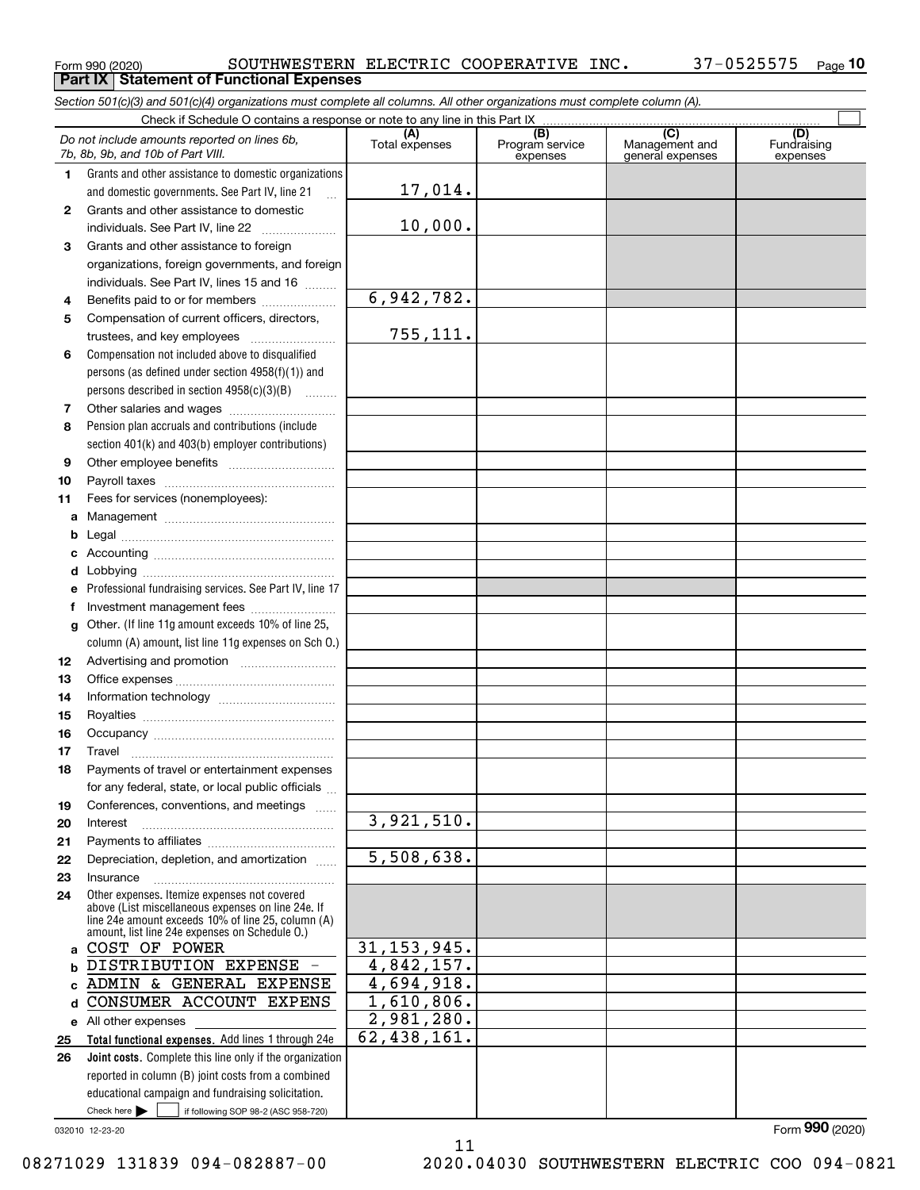Form 990 (2020) SOUTHWESTERN ELECTRIC COOPERATIVE INC. 37-0525575 Page **10**

## Part IX Statement of Functional Expenses

*Section 501(c)(3) and 501(c)(4) organizations must complete all columns. All other organizations must complete column (A).*

Check if Schedule O contains a response or note to any line in this Part IX ☐

| | *Do not include amounts reported on lines 6b, 7b, 8b, 9b, and 10b of Part VIII.* | (A) Total expenses | (B) Program service expenses | (C) Management and general expenses | (D) Fundraising expenses |
|---|---|---|---|---|---|
| 1 | Grants and other assistance to domestic organizations and domestic governments. See Part IV, line 21 | 17,014. | | | |
| 2 | Grants and other assistance to domestic individuals. See Part IV, line 22 | 10,000. | | | |
| 3 | Grants and other assistance to foreign organizations, foreign governments, and foreign individuals. See Part IV, lines 15 and 16 | | | | |
| 4 | Benefits paid to or for members | 6,942,782. | | | |
| 5 | Compensation of current officers, directors, trustees, and key employees | 755,111. | | | |
| 6 | Compensation not included above to disqualified persons (as defined under section 4958(f)(1)) and persons described in section 4958(c)(3)(B) | | | | |
| 7 | Other salaries and wages | | | | |
| 8 | Pension plan accruals and contributions (include section 401(k) and 403(b) employer contributions) | | | | |
| 9 | Other employee benefits | | | | |
| 10 | Payroll taxes | | | | |
| 11 | Fees for services (nonemployees): | | | | |
| a | Management | | | | |
| b | Legal | | | | |
| c | Accounting | | | | |
| d | Lobbying | | | | |
| e | Professional fundraising services. See Part IV, line 17 | | | | |
| f | Investment management fees | | | | |
| g | Other. (If line 11g amount exceeds 10% of line 25, column (A) amount, list line 11g expenses on Sch O.) | | | | |
| 12 | Advertising and promotion | | | | |
| 13 | Office expenses | | | | |
| 14 | Information technology | | | | |
| 15 | Royalties | | | | |
| 16 | Occupancy | | | | |
| 17 | Travel | | | | |
| 18 | Payments of travel or entertainment expenses for any federal, state, or local public officials | | | | |
| 19 | Conferences, conventions, and meetings | | | | |
| 20 | Interest | 3,921,510. | | | |
| 21 | Payments to affiliates | | | | |
| 22 | Depreciation, depletion, and amortization | 5,508,638. | | | |
| 23 | Insurance | | | | |
| 24 | Other expenses. Itemize expenses not covered above (List miscellaneous expenses on line 24e. If line 24e amount exceeds 10% of line 25, column (A) amount, list line 24e expenses on Schedule O.) | | | | |
| a | COST OF POWER | 31,153,945. | | | |
| b | DISTRIBUTION EXPENSE - | 4,842,157. | | | |
| c | ADMIN & GENERAL EXPENSE | 4,694,918. | | | |
| d | CONSUMER ACCOUNT EXPENS | 1,610,806. | | | |
| e | All other expenses | 2,981,280. | | | |
| 25 | **Total functional expenses.** Add lines 1 through 24e | 62,438,161. | | | |
| 26 | **Joint costs.** Complete this line only if the organization reported in column (B) joint costs from a combined educational campaign and fundraising solicitation. Check here ☐ if following SOP 98-2 (ASC 958-720) | | | | |

032010 12-23-20 Form **990** (2020)

08271029 131839 094-082887-00 2020.04030 SOUTHWESTERN ELECTRIC COO 094-0821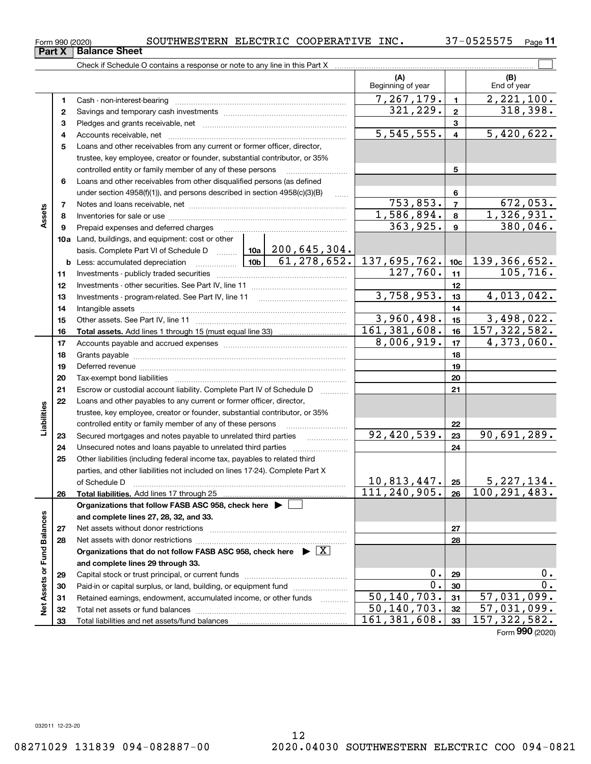Form 990 (2020) SOUTHWESTERN ELECTRIC COOPERATIVE INC. 37-0525575

## Part X Balance Sheet

Check if Schedule O contains a response or note to any line in this Part X

| | | | | (A) Beginning of year | | (B) End of year |
|---|---|---|---|---|---|---|
| Assets | 1 | Cash - non-interest-bearing | | 7,267,179. | 1 | 2,221,100. |
| | 2 | Savings and temporary cash investments | | 321,229. | 2 | 318,398. |
| | 3 | Pledges and grants receivable, net | | | 3 | |
| | 4 | Accounts receivable, net | | 5,545,555. | 4 | 5,420,622. |
| | 5 | Loans and other receivables from any current or former officer, director, trustee, key employee, creator or founder, substantial contributor, or 35% controlled entity or family member of any of these persons | | | 5 | |
| | 6 | Loans and other receivables from other disqualified persons (as defined under section 4958(f)(1)), and persons described in section 4958(c)(3)(B) | | | 6 | |
| | 7 | Notes and loans receivable, net | | 753,853. | 7 | 672,053. |
| | 8 | Inventories for sale or use | | 1,586,894. | 8 | 1,326,931. |
| | 9 | Prepaid expenses and deferred charges | | 363,925. | 9 | 380,046. |
| | 10a | Land, buildings, and equipment: cost or other basis. Complete Part VI of Schedule D | 10a 200,645,304. | | | |
| | b | Less: accumulated depreciation | 10b 61,278,652. | 137,695,762. | 10c | 139,366,652. |
| | 11 | Investments - publicly traded securities | | 127,760. | 11 | 105,716. |
| | 12 | Investments - other securities. See Part IV, line 11 | | | 12 | |
| | 13 | Investments - program-related. See Part IV, line 11 | | 3,758,953. | 13 | 4,013,042. |
| | 14 | Intangible assets | | | 14 | |
| | 15 | Other assets. See Part IV, line 11 | | 3,960,498. | 15 | 3,498,022. |
| | 16 | **Total assets.** Add lines 1 through 15 (must equal line 33) | | 161,381,608. | 16 | 157,322,582. |
| Liabilities | 17 | Accounts payable and accrued expenses | | 8,006,919. | 17 | 4,373,060. |
| | 18 | Grants payable | | | 18 | |
| | 19 | Deferred revenue | | | 19 | |
| | 20 | Tax-exempt bond liabilities | | | 20 | |
| | 21 | Escrow or custodial account liability. Complete Part IV of Schedule D | | | 21 | |
| | 22 | Loans and other payables to any current or former officer, director, trustee, key employee, creator or founder, substantial contributor, or 35% controlled entity or family member of any of these persons | | | 22 | |
| | 23 | Secured mortgages and notes payable to unrelated third parties | | 92,420,539. | 23 | 90,691,289. |
| | 24 | Unsecured notes and loans payable to unrelated third parties | | | 24 | |
| | 25 | Other liabilities (including federal income tax, payables to related third parties, and other liabilities not included on lines 17-24). Complete Part X of Schedule D | | 10,813,447. | 25 | 5,227,134. |
| | 26 | **Total liabilities.** Add lines 17 through 25 | | 111,240,905. | 26 | 100,291,483. |
| Net Assets or Fund Balances | | **Organizations that follow FASB ASC 958, check here** ☐ **and complete lines 27, 28, 32, and 33.** | | | | |
| | 27 | Net assets without donor restrictions | | | 27 | |
| | 28 | Net assets with donor restrictions | | | 28 | |
| | | **Organizations that do not follow FASB ASC 958, check here** ☒ **and complete lines 29 through 33.** | | | | |
| | 29 | Capital stock or trust principal, or current funds | | 0. | 29 | 0. |
| | 30 | Paid-in or capital surplus, or land, building, or equipment fund | | 0. | 30 | 0. |
| | 31 | Retained earnings, endowment, accumulated income, or other funds | | 50,140,703. | 31 | 57,031,099. |
| | 32 | Total net assets or fund balances | | 50,140,703. | 32 | 57,031,099. |
| | 33 | Total liabilities and net assets/fund balances | | 161,381,608. | 33 | 157,322,582. |

Form **990** (2020)

032011 12-23-20

08271029 131839 094-082887-00 2020.04030 SOUTHWESTERN ELECTRIC COO 094-0821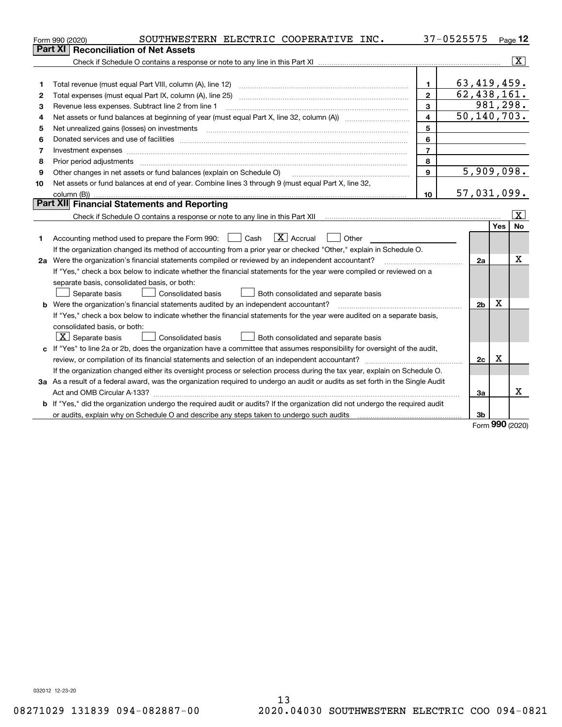Form 990 (2020) SOUTHWESTERN ELECTRIC COOPERATIVE INC. 37-0525575 Page 12

## Part XI Reconciliation of Net Assets

Check if Schedule O contains a response or note to any line in this Part XI [X]

| | | | |
|---|---|---|---|
| 1 | Total revenue (must equal Part VIII, column (A), line 12) | 1 | 63,419,459. |
| 2 | Total expenses (must equal Part IX, column (A), line 25) | 2 | 62,438,161. |
| 3 | Revenue less expenses. Subtract line 2 from line 1 | 3 | 981,298. |
| 4 | Net assets or fund balances at beginning of year (must equal Part X, line 32, column (A)) | 4 | 50,140,703. |
| 5 | Net unrealized gains (losses) on investments | 5 | |
| 6 | Donated services and use of facilities | 6 | |
| 7 | Investment expenses | 7 | |
| 8 | Prior period adjustments | 8 | |
| 9 | Other changes in net assets or fund balances (explain on Schedule O) | 9 | 5,909,098. |
| 10 | Net assets or fund balances at end of year. Combine lines 3 through 9 (must equal Part X, line 32, column (B)) | 10 | 57,031,099. |

## Part XII Financial Statements and Reporting

Check if Schedule O contains a response or note to any line in this Part XII [X]

| | | | Yes | No |
|---|---|---|---|---|
| 1 | Accounting method used to prepare the Form 990: [ ] Cash [X] Accrual [ ] Other<br>If the organization changed its method of accounting from a prior year or checked "Other," explain in Schedule O. | | | |
| 2a | Were the organization's financial statements compiled or reviewed by an independent accountant?<br>If "Yes," check a box below to indicate whether the financial statements for the year were compiled or reviewed on a separate basis, consolidated basis, or both:<br>[ ] Separate basis [ ] Consolidated basis [ ] Both consolidated and separate basis | 2a | | X |
| b | Were the organization's financial statements audited by an independent accountant?<br>If "Yes," check a box below to indicate whether the financial statements for the year were audited on a separate basis, consolidated basis, or both:<br>[X] Separate basis [ ] Consolidated basis [ ] Both consolidated and separate basis | 2b | X | |
| c | If "Yes" to line 2a or 2b, does the organization have a committee that assumes responsibility for oversight of the audit, review, or compilation of its financial statements and selection of an independent accountant?<br>If the organization changed either its oversight process or selection process during the tax year, explain on Schedule O. | 2c | X | |
| 3a | As a result of a federal award, was the organization required to undergo an audit or audits as set forth in the Single Audit Act and OMB Circular A-133? | 3a | | X |
| b | If "Yes," did the organization undergo the required audit or audits? If the organization did not undergo the required audit or audits, explain why on Schedule O and describe any steps taken to undergo such audits | 3b | | |

Form 990 (2020)

032012 12-23-20

08271029 131839 094-082887-00 2020.04030 SOUTHWESTERN ELECTRIC COO 094-0821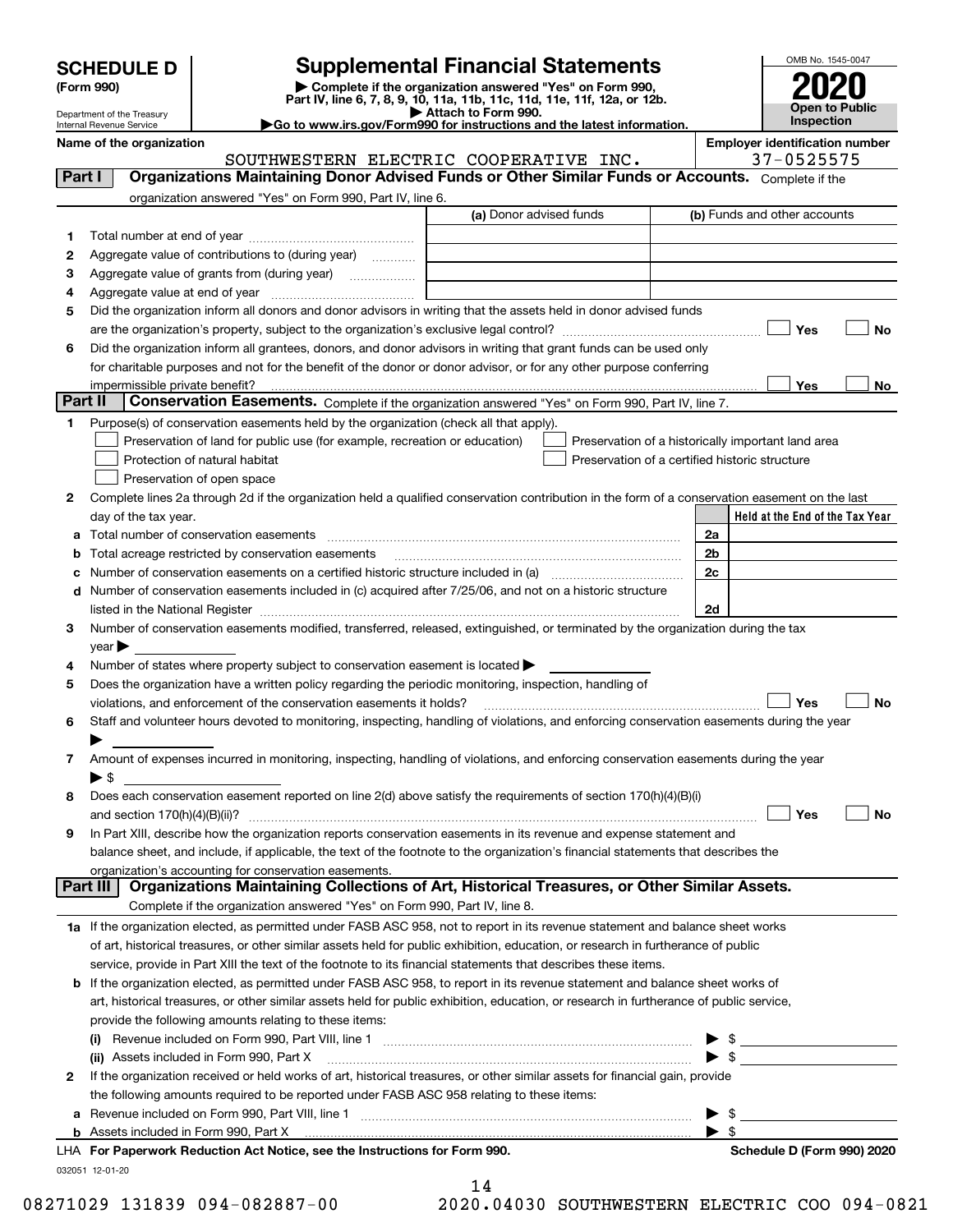# SCHEDULE D (Form 990)

Department of the Treasury
Internal Revenue Service

## Supplemental Financial Statements

▶ Complete if the organization answered "Yes" on Form 990, Part IV, line 6, 7, 8, 9, 10, 11a, 11b, 11c, 11d, 11e, 11f, 12a, or 12b.
▶ Attach to Form 990.
▶ Go to www.irs.gov/Form990 for instructions and the latest information.

OMB No. 1545-0047

**2020**

**Open to Public Inspection**

**Name of the organization:** SOUTHWESTERN ELECTRIC COOPERATIVE INC.

**Employer identification number:** 37-0525575

### Part I — Organizations Maintaining Donor Advised Funds or Other Similar Funds or Accounts.

Complete if the organization answered "Yes" on Form 990, Part IV, line 6.

| | | (a) Donor advised funds | (b) Funds and other accounts |
|---|---|---|---|
| 1 | Total number at end of year | | |
| 2 | Aggregate value of contributions to (during year) | | |
| 3 | Aggregate value of grants from (during year) | | |
| 4 | Aggregate value at end of year | | |

5 Did the organization inform all donors and donor advisors in writing that the assets held in donor advised funds are the organization's property, subject to the organization's exclusive legal control? ☐ Yes ☐ No

6 Did the organization inform all grantees, donors, and donor advisors in writing that grant funds can be used only for charitable purposes and not for the benefit of the donor or donor advisor, or for any other purpose conferring impermissible private benefit? ☐ Yes ☐ No

### Part II — Conservation Easements.

Complete if the organization answered "Yes" on Form 990, Part IV, line 7.

1 Purpose(s) of conservation easements held by the organization (check all that apply).

- ☐ Preservation of land for public use (for example, recreation or education)
- ☐ Preservation of a historically important land area
- ☐ Protection of natural habitat
- ☐ Preservation of a certified historic structure
- ☐ Preservation of open space

2 Complete lines 2a through 2d if the organization held a qualified conservation contribution in the form of a conservation easement on the last day of the tax year.

| | | | Held at the End of the Tax Year |
|---|---|---|---|
| a | Total number of conservation easements | 2a | |
| b | Total acreage restricted by conservation easements | 2b | |
| c | Number of conservation easements on a certified historic structure included in (a) | 2c | |
| d | Number of conservation easements included in (c) acquired after 7/25/06, and not on a historic structure listed in the National Register | 2d | |

3 Number of conservation easements modified, transferred, released, extinguished, or terminated by the organization during the tax year ▶

4 Number of states where property subject to conservation easement is located ▶

5 Does the organization have a written policy regarding the periodic monitoring, inspection, handling of violations, and enforcement of the conservation easements it holds? ☐ Yes ☐ No

6 Staff and volunteer hours devoted to monitoring, inspecting, handling of violations, and enforcing conservation easements during the year ▶

7 Amount of expenses incurred in monitoring, inspecting, handling of violations, and enforcing conservation easements during the year ▶ $

8 Does each conservation easement reported on line 2(d) above satisfy the requirements of section 170(h)(4)(B)(i) and section 170(h)(4)(B)(ii)? ☐ Yes ☐ No

9 In Part XIII, describe how the organization reports conservation easements in its revenue and expense statement and balance sheet, and include, if applicable, the text of the footnote to the organization's financial statements that describes the organization's accounting for conservation easements.

### Part III — Organizations Maintaining Collections of Art, Historical Treasures, or Other Similar Assets.

Complete if the organization answered "Yes" on Form 990, Part IV, line 8.

1a If the organization elected, as permitted under FASB ASC 958, not to report in its revenue statement and balance sheet works of art, historical treasures, or other similar assets held for public exhibition, education, or research in furtherance of public service, provide in Part XIII the text of the footnote to its financial statements that describes these items.

b If the organization elected, as permitted under FASB ASC 958, to report in its revenue statement and balance sheet works of art, historical treasures, or other similar assets held for public exhibition, education, or research in furtherance of public service, provide the following amounts relating to these items:

(i) Revenue included on Form 990, Part VIII, line 1 ▶ $

(ii) Assets included in Form 990, Part X ▶ $

2 If the organization received or held works of art, historical treasures, or other similar assets for financial gain, provide the following amounts required to be reported under FASB ASC 958 relating to these items:

a Revenue included on Form 990, Part VIII, line 1 ▶ $

b Assets included in Form 990, Part X ▶ $

**LHA For Paperwork Reduction Act Notice, see the Instructions for Form 990.** **Schedule D (Form 990) 2020**

032051 12-01-20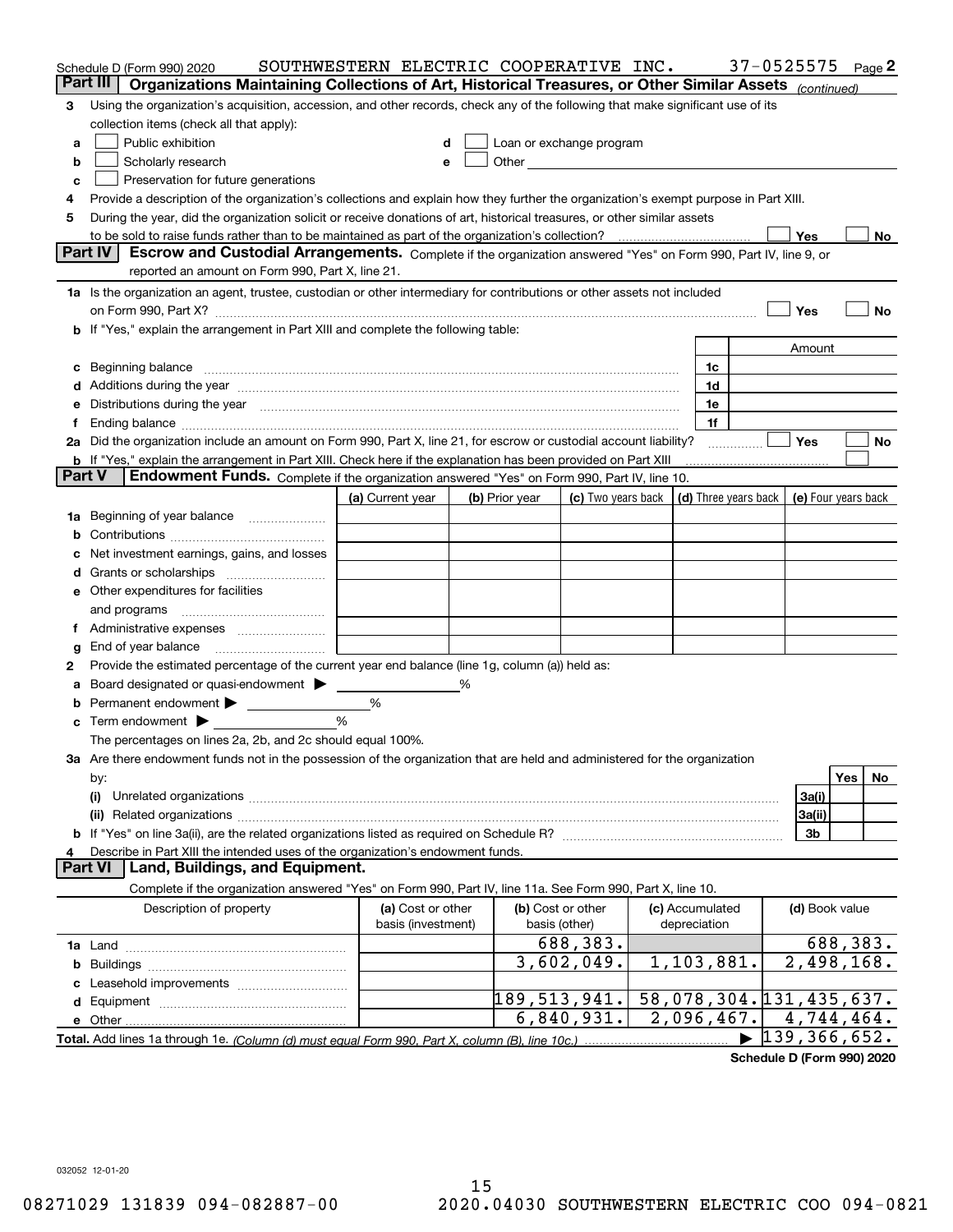Schedule D (Form 990) 2020 SOUTHWESTERN ELECTRIC COOPERATIVE INC. 37-0525575 Page 2

**Part III Organizations Maintaining Collections of Art, Historical Treasures, or Other Similar Assets** *(continued)*

3 Using the organization's acquisition, accession, and other records, check any of the following that make significant use of its collection items (check all that apply):

a ☐ Public exhibition
b ☐ Scholarly research
c ☐ Preservation for future generations
d ☐ Loan or exchange program
e ☐ Other

4 Provide a description of the organization's collections and explain how they further the organization's exempt purpose in Part XIII.

5 During the year, did the organization solicit or receive donations of art, historical treasures, or other similar assets to be sold to raise funds rather than to be maintained as part of the organization's collection? ☐ Yes ☐ No

**Part IV Escrow and Custodial Arrangements.** Complete if the organization answered "Yes" on Form 990, Part IV, line 9, or reported an amount on Form 990, Part X, line 21.

1a Is the organization an agent, trustee, custodian or other intermediary for contributions or other assets not included on Form 990, Part X? ☐ Yes ☐ No

b If "Yes," explain the arrangement in Part XIII and complete the following table:

| | | Amount |
|---|---|---|
| c Beginning balance | 1c | |
| d Additions during the year | 1d | |
| e Distributions during the year | 1e | |
| f Ending balance | 1f | |

2a Did the organization include an amount on Form 990, Part X, line 21, for escrow or custodial account liability? ☐ Yes ☐ No

b If "Yes," explain the arrangement in Part XIII. Check here if the explanation has been provided on Part XIII ☐

**Part V Endowment Funds.** Complete if the organization answered "Yes" on Form 990, Part IV, line 10.

| | (a) Current year | (b) Prior year | (c) Two years back | (d) Three years back | (e) Four years back |
|---|---|---|---|---|---|
| 1a Beginning of year balance | | | | | |
| b Contributions | | | | | |
| c Net investment earnings, gains, and losses | | | | | |
| d Grants or scholarships | | | | | |
| e Other expenditures for facilities and programs | | | | | |
| f Administrative expenses | | | | | |
| g End of year balance | | | | | |

2 Provide the estimated percentage of the current year end balance (line 1g, column (a)) held as:

a Board designated or quasi-endowment ▶ %
b Permanent endowment ▶ %
c Term endowment ▶ %

The percentages on lines 2a, 2b, and 2c should equal 100%.

3a Are there endowment funds not in the possession of the organization that are held and administered for the organization by:

| | | Yes | No |
|---|---|---|---|
| (i) Unrelated organizations | 3a(i) | | |
| (ii) Related organizations | 3a(ii) | | |
| b If "Yes" on line 3a(ii), are the related organizations listed as required on Schedule R? | 3b | | |

4 Describe in Part XIII the intended uses of the organization's endowment funds.

**Part VI Land, Buildings, and Equipment.**

Complete if the organization answered "Yes" on Form 990, Part IV, line 11a. See Form 990, Part X, line 10.

| Description of property | (a) Cost or other basis (investment) | (b) Cost or other basis (other) | (c) Accumulated depreciation | (d) Book value |
|---|---|---|---|---|
| 1a Land | | 688,383. | | 688,383. |
| b Buildings | | 3,602,049. | 1,103,881. | 2,498,168. |
| c Leasehold improvements | | | | |
| d Equipment | | 189,513,941. | 58,078,304. | 131,435,637. |
| e Other | | 6,840,931. | 2,096,467. | 4,744,464. |
| **Total.** Add lines 1a through 1e. *(Column (d) must equal Form 990, Part X, column (B), line 10c.)* | | | ▶ | 139,366,652. |

**Schedule D (Form 990) 2020**

032052 12-01-20

08271029 131839 094-082887-00 2020.04030 SOUTHWESTERN ELECTRIC COO 094-0821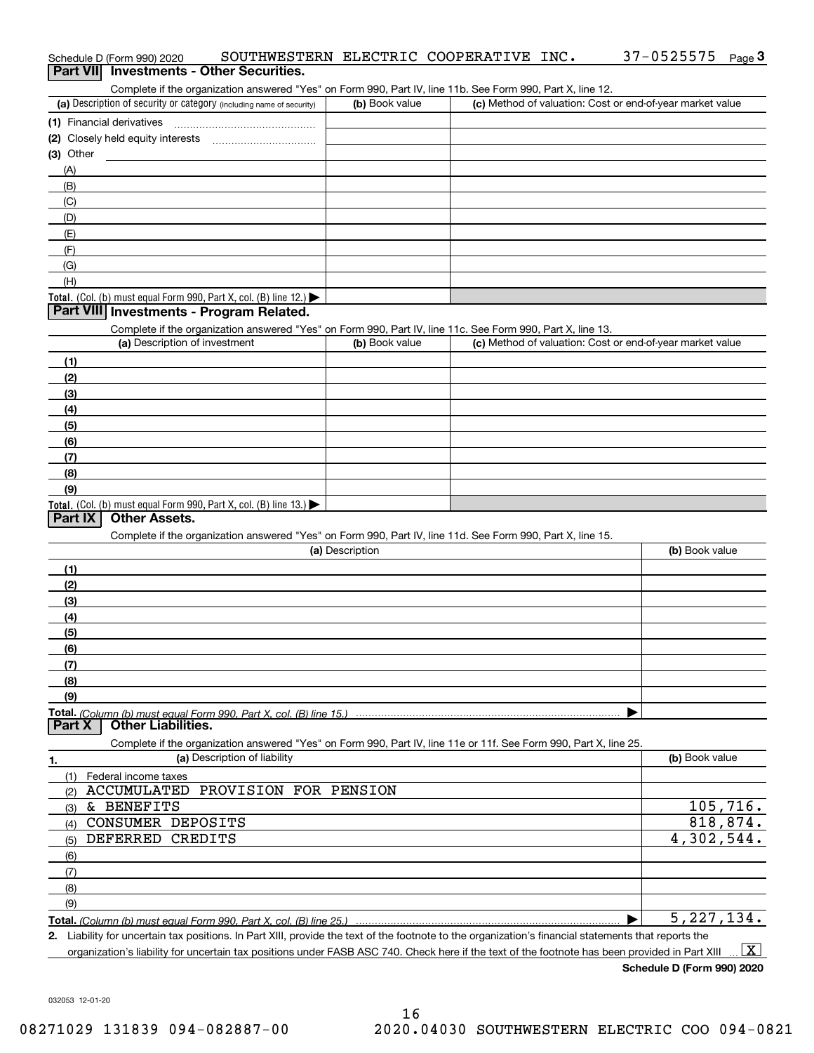Schedule D (Form 990) 2020 SOUTHWESTERN ELECTRIC COOPERATIVE INC. 37-0525575 Page 3

## Part VII Investments - Other Securities.

Complete if the organization answered "Yes" on Form 990, Part IV, line 11b. See Form 990, Part X, line 12.

| (a) Description of security or category (including name of security) | (b) Book value | (c) Method of valuation: Cost or end-of-year market value |
|---|---|---|
| (1) Financial derivatives | | |
| (2) Closely held equity interests | | |
| (3) Other | | |
| (A) | | |
| (B) | | |
| (C) | | |
| (D) | | |
| (E) | | |
| (F) | | |
| (G) | | |
| (H) | | |
| **Total.** (Col. (b) must equal Form 990, Part X, col. (B) line 12.) ▶ | | |

## Part VIII Investments - Program Related.

Complete if the organization answered "Yes" on Form 990, Part IV, line 11c. See Form 990, Part X, line 13.

| (a) Description of investment | (b) Book value | (c) Method of valuation: Cost or end-of-year market value |
|---|---|---|
| (1) | | |
| (2) | | |
| (3) | | |
| (4) | | |
| (5) | | |
| (6) | | |
| (7) | | |
| (8) | | |
| (9) | | |
| **Total.** (Col. (b) must equal Form 990, Part X, col. (B) line 13.) ▶ | | |

## Part IX Other Assets.

Complete if the organization answered "Yes" on Form 990, Part IV, line 11d. See Form 990, Part X, line 15.

| (a) Description | (b) Book value |
|---|---|
| (1) | |
| (2) | |
| (3) | |
| (4) | |
| (5) | |
| (6) | |
| (7) | |
| (8) | |
| (9) | |
| **Total.** *(Column (b) must equal Form 990, Part X, col. (B) line 15.)* ▶ | |

## Part X Other Liabilities.

Complete if the organization answered "Yes" on Form 990, Part IV, line 11e or 11f. See Form 990, Part X, line 25.

| 1. (a) Description of liability | (b) Book value |
|---|---|
| (1) Federal income taxes | |
| (2) ACCUMULATED PROVISION FOR PENSION | |
| (3) & BENEFITS | 105,716. |
| (4) CONSUMER DEPOSITS | 818,874. |
| (5) DEFERRED CREDITS | 4,302,544. |
| (6) | |
| (7) | |
| (8) | |
| (9) | |
| **Total.** *(Column (b) must equal Form 990, Part X, col. (B) line 25.)* ▶ | 5,227,134. |

**2.** Liability for uncertain tax positions. In Part XIII, provide the text of the footnote to the organization's financial statements that reports the organization's liability for uncertain tax positions under FASB ASC 740. Check here if the text of the footnote has been provided in Part XIII ... [X]

**Schedule D (Form 990) 2020**

032053 12-01-20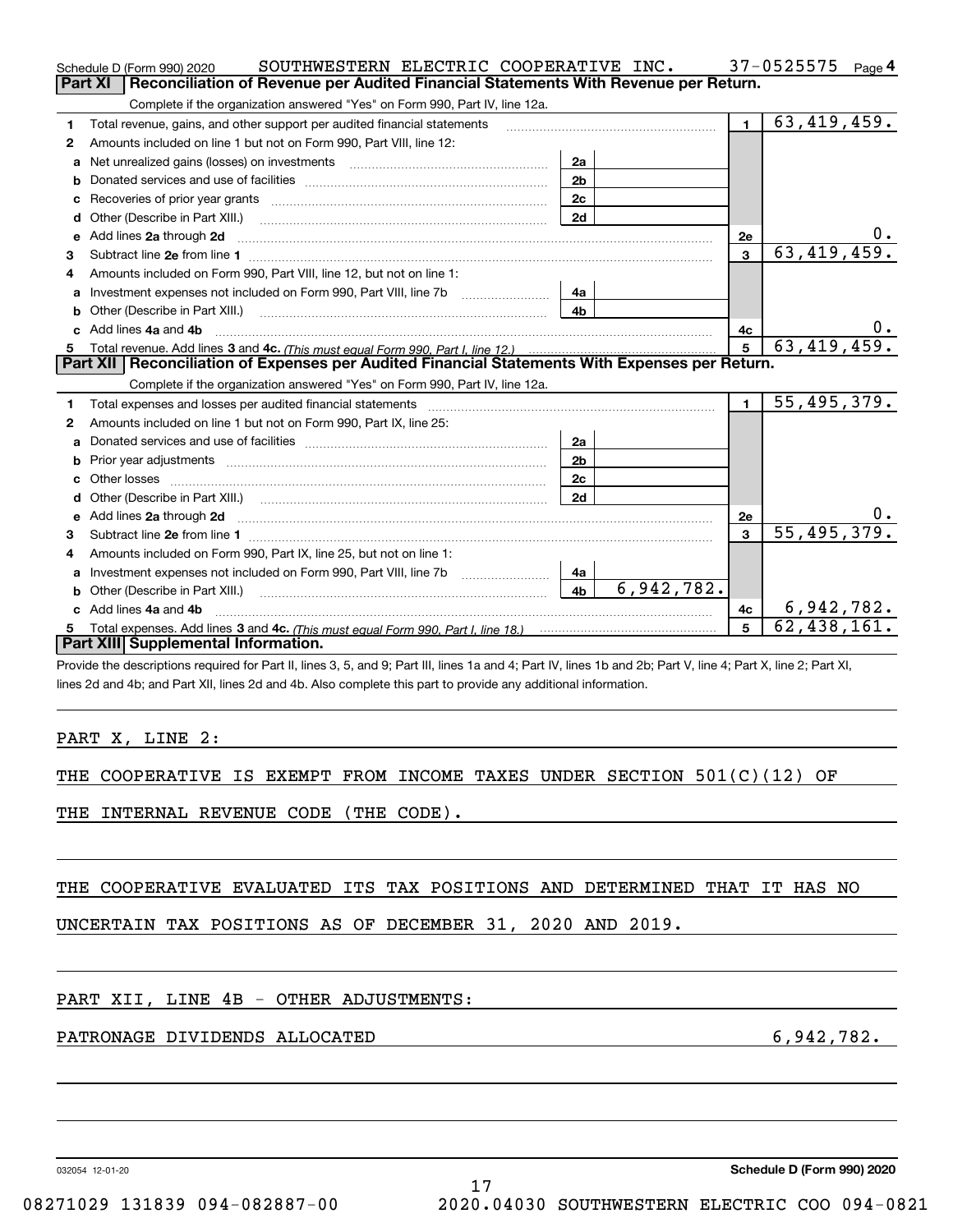Schedule D (Form 990) 2020 SOUTHWESTERN ELECTRIC COOPERATIVE INC. 37-0525575 Page 4

## Part XI Reconciliation of Revenue per Audited Financial Statements With Revenue per Return.

Complete if the organization answered "Yes" on Form 990, Part IV, line 12a.

| | | | | | |
|---|---|---|---|---|---|
| 1 | Total revenue, gains, and other support per audited financial statements | | | 1 | 63,419,459. |
| 2 | Amounts included on line 1 but not on Form 990, Part VIII, line 12: | | | | |
| a | Net unrealized gains (losses) on investments | 2a | | | |
| b | Donated services and use of facilities | 2b | | | |
| c | Recoveries of prior year grants | 2c | | | |
| d | Other (Describe in Part XIII.) | 2d | | | |
| e | Add lines 2a through 2d | | | 2e | 0. |
| 3 | Subtract line 2e from line 1 | | | 3 | 63,419,459. |
| 4 | Amounts included on Form 990, Part VIII, line 12, but not on line 1: | | | | |
| a | Investment expenses not included on Form 990, Part VIII, line 7b | 4a | | | |
| b | Other (Describe in Part XIII.) | 4b | | | |
| c | Add lines 4a and 4b | | | 4c | 0. |
| 5 | Total revenue. Add lines 3 and 4c. *(This must equal Form 990, Part I, line 12.)* | | | 5 | 63,419,459. |

## Part XII Reconciliation of Expenses per Audited Financial Statements With Expenses per Return.

Complete if the organization answered "Yes" on Form 990, Part IV, line 12a.

| | | | | | |
|---|---|---|---|---|---|
| 1 | Total expenses and losses per audited financial statements | | | 1 | 55,495,379. |
| 2 | Amounts included on line 1 but not on Form 990, Part IX, line 25: | | | | |
| a | Donated services and use of facilities | 2a | | | |
| b | Prior year adjustments | 2b | | | |
| c | Other losses | 2c | | | |
| d | Other (Describe in Part XIII.) | 2d | | | |
| e | Add lines 2a through 2d | | | 2e | 0. |
| 3 | Subtract line 2e from line 1 | | | 3 | 55,495,379. |
| 4 | Amounts included on Form 990, Part IX, line 25, but not on line 1: | | | | |
| a | Investment expenses not included on Form 990, Part VIII, line 7b | 4a | | | |
| b | Other (Describe in Part XIII.) | 4b | 6,942,782. | | |
| c | Add lines 4a and 4b | | | 4c | 6,942,782. |
| 5 | Total expenses. Add lines 3 and 4c. *(This must equal Form 990, Part I, line 18.)* | | | 5 | 62,438,161. |

## Part XIII Supplemental Information.

Provide the descriptions required for Part II, lines 3, 5, and 9; Part III, lines 1a and 4; Part IV, lines 1b and 2b; Part V, line 4; Part X, line 2; Part XI, lines 2d and 4b; and Part XII, lines 2d and 4b. Also complete this part to provide any additional information.

PART X, LINE 2:

THE COOPERATIVE IS EXEMPT FROM INCOME TAXES UNDER SECTION 501(C)(12) OF THE INTERNAL REVENUE CODE (THE CODE).

THE COOPERATIVE EVALUATED ITS TAX POSITIONS AND DETERMINED THAT IT HAS NO UNCERTAIN TAX POSITIONS AS OF DECEMBER 31, 2020 AND 2019.

PART XII, LINE 4B - OTHER ADJUSTMENTS:

PATRONAGE DIVIDENDS ALLOCATED 6,942,782.

032054 12-01-20 Schedule D (Form 990) 2020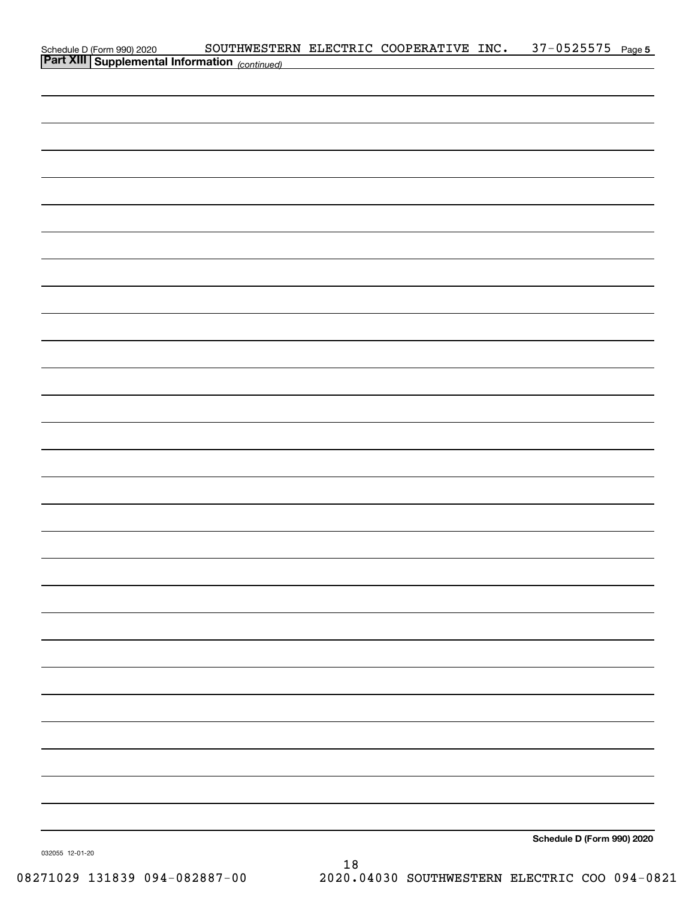## Part XIII | Supplemental Information *(continued)*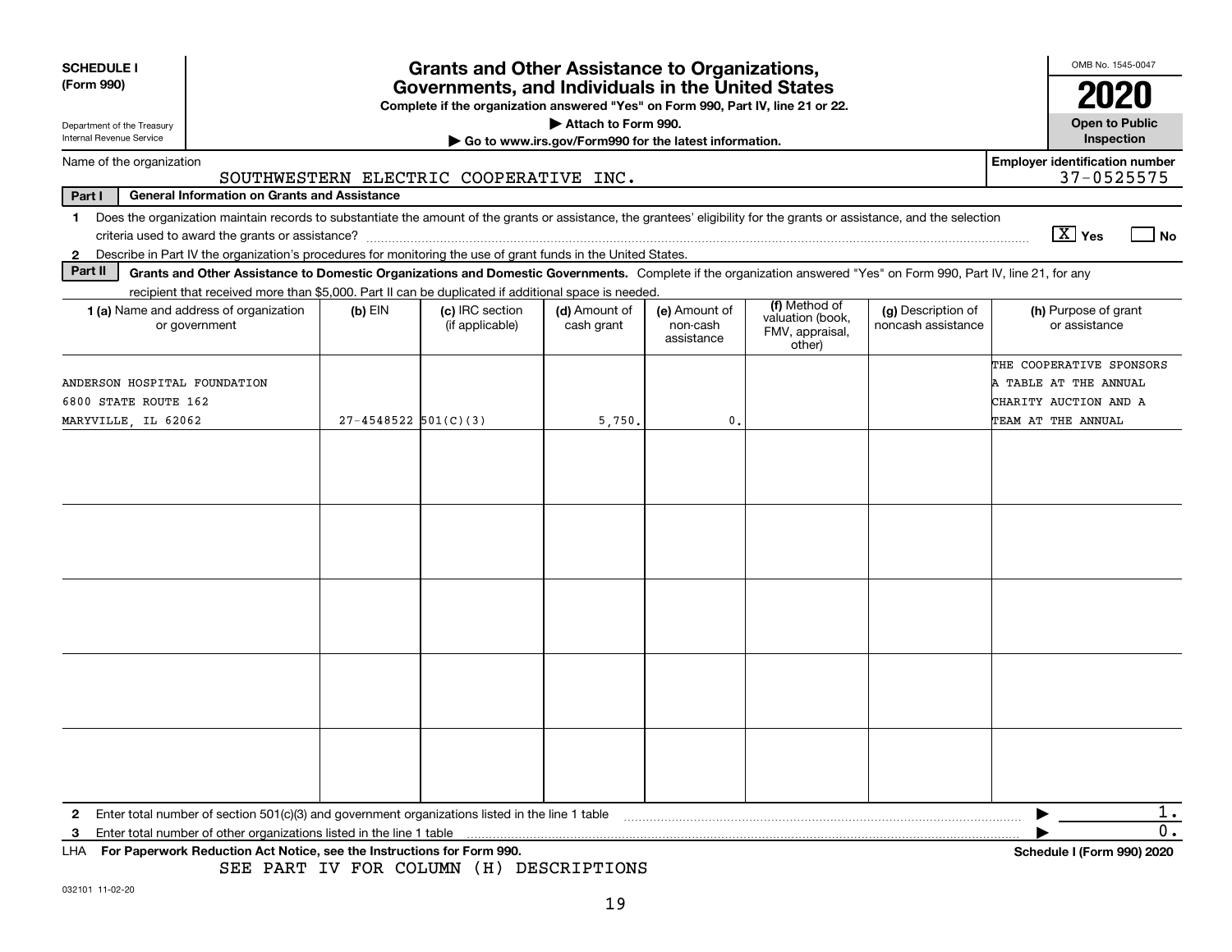**SCHEDULE I (Form 990)**

Department of the Treasury
Internal Revenue Service

# Grants and Other Assistance to Organizations, Governments, and Individuals in the United States

**Complete if the organization answered "Yes" on Form 990, Part IV, line 21 or 22.**

**▶ Attach to Form 990.**

**▶ Go to www.irs.gov/Form990 for the latest information.**

OMB No. 1545-0047

**2020**

**Open to Public Inspection**

Name of the organization: SOUTHWESTERN ELECTRIC COOPERATIVE INC.

Employer identification number: 37-0525575

**Part I — General Information on Grants and Assistance**

1 Does the organization maintain records to substantiate the amount of the grants or assistance, the grantees' eligibility for the grants or assistance, and the selection criteria used to award the grants or assistance? [X] Yes [ ] No

2 Describe in Part IV the organization's procedures for monitoring the use of grant funds in the United States.

**Part II — Grants and Other Assistance to Domestic Organizations and Domestic Governments.** Complete if the organization answered "Yes" on Form 990, Part IV, line 21, for any recipient that received more than $5,000. Part II can be duplicated if additional space is needed.

| 1 (a) Name and address of organization or government | (b) EIN | (c) IRC section (if applicable) | (d) Amount of cash grant | (e) Amount of non-cash assistance | (f) Method of valuation (book, FMV, appraisal, other) | (g) Description of noncash assistance | (h) Purpose of grant or assistance |
|---|---|---|---|---|---|---|---|
| ANDERSON HOSPITAL FOUNDATION<br>6800 STATE ROUTE 162<br>MARYVILLE, IL 62062 | 27-4548522 | 501(C)(3) | 5,750. | 0. | | | THE COOPERATIVE SPONSORS A TABLE AT THE ANNUAL CHARITY AUCTION AND A TEAM AT THE ANNUAL |
| | | | | | | | |
| | | | | | | | |
| | | | | | | | |
| | | | | | | | |
| | | | | | | | |

2 Enter total number of section 501(c)(3) and government organizations listed in the line 1 table ▶ 1.

3 Enter total number of other organizations listed in the line 1 table ▶ 0.

LHA **For Paperwork Reduction Act Notice, see the Instructions for Form 990.** **Schedule I (Form 990) 2020**

SEE PART IV FOR COLUMN (H) DESCRIPTIONS

032101 11-02-20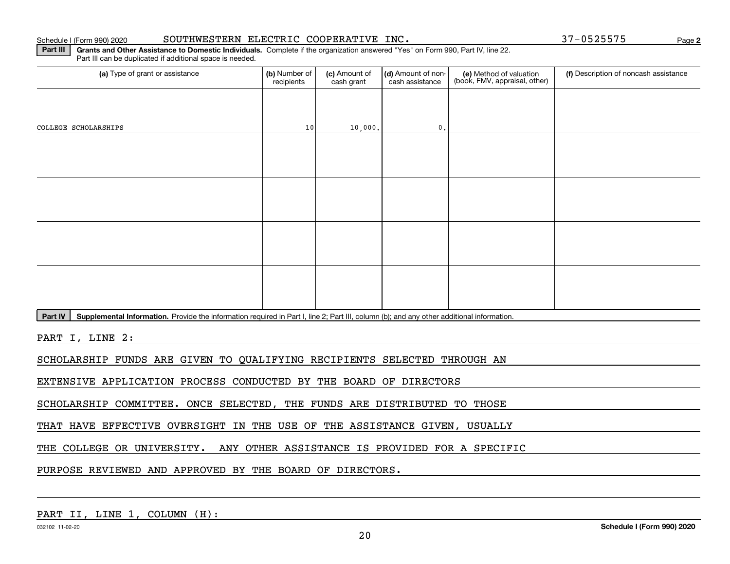Schedule I (Form 990) 2020 SOUTHWESTERN ELECTRIC COOPERATIVE INC. 37-0525575

**Part III** **Grants and Other Assistance to Domestic Individuals.** Complete if the organization answered "Yes" on Form 990, Part IV, line 22. Part III can be duplicated if additional space is needed.

| (a) Type of grant or assistance | (b) Number of recipients | (c) Amount of cash grant | (d) Amount of non-cash assistance | (e) Method of valuation (book, FMV, appraisal, other) | (f) Description of noncash assistance |
|---|---|---|---|---|---|
| COLLEGE SCHOLARSHIPS | 10 | 10,000. | 0. | | |
| | | | | | |
| | | | | | |
| | | | | | |
| | | | | | |

**Part IV** **Supplemental Information.** Provide the information required in Part I, line 2; Part III, column (b); and any other additional information.

PART I, LINE 2:

SCHOLARSHIP FUNDS ARE GIVEN TO QUALIFYING RECIPIENTS SELECTED THROUGH AN EXTENSIVE APPLICATION PROCESS CONDUCTED BY THE BOARD OF DIRECTORS SCHOLARSHIP COMMITTEE. ONCE SELECTED, THE FUNDS ARE DISTRIBUTED TO THOSE THAT HAVE EFFECTIVE OVERSIGHT IN THE USE OF THE ASSISTANCE GIVEN, USUALLY THE COLLEGE OR UNIVERSITY. ANY OTHER ASSISTANCE IS PROVIDED FOR A SPECIFIC PURPOSE REVIEWED AND APPROVED BY THE BOARD OF DIRECTORS.

PART II, LINE 1, COLUMN (H):

032102 11-02-20 **Schedule I (Form 990) 2020**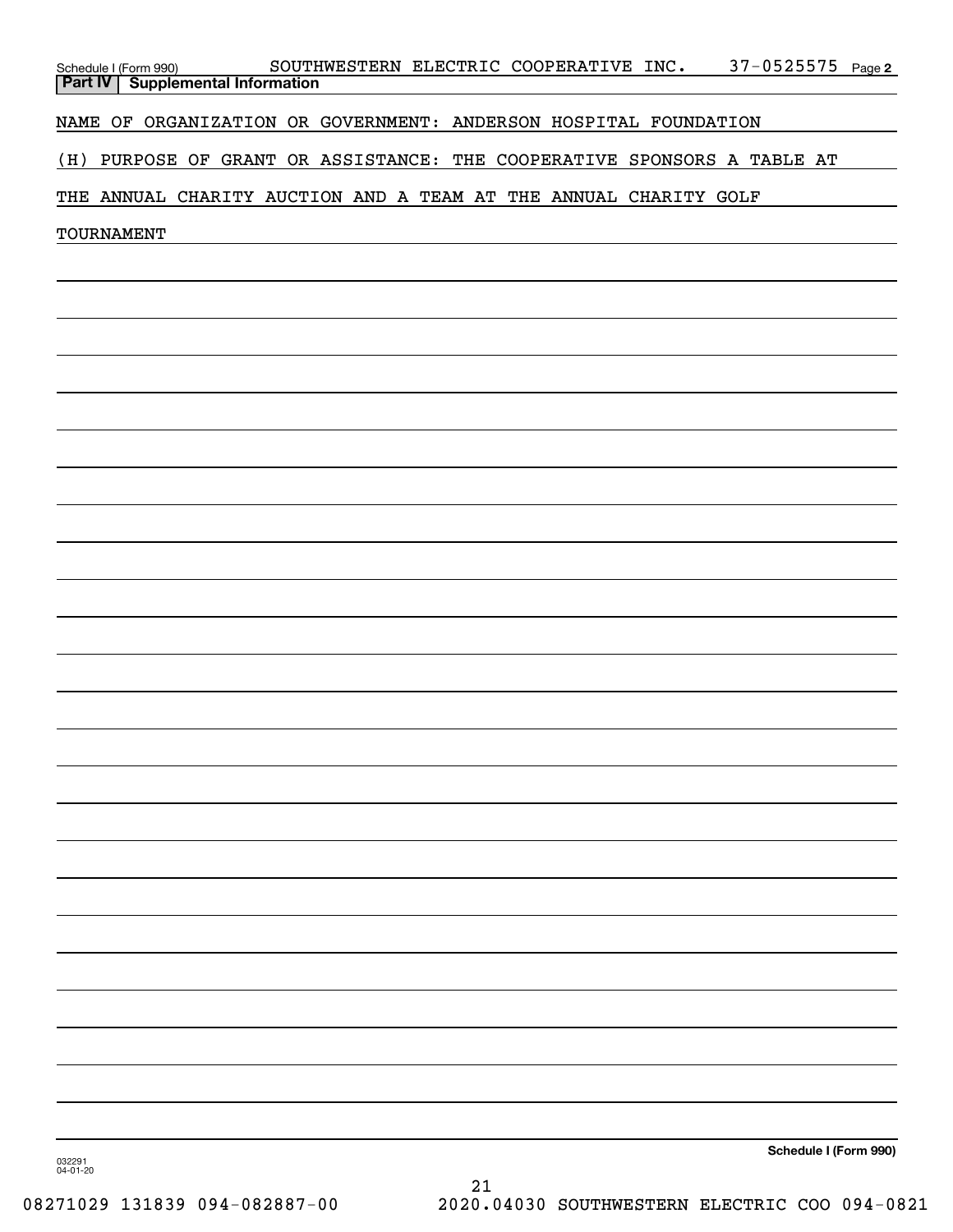Schedule I (Form 990) SOUTHWESTERN ELECTRIC COOPERATIVE INC. 37-0525575 Page 2

**Part IV Supplemental Information**

NAME OF ORGANIZATION OR GOVERNMENT: ANDERSON HOSPITAL FOUNDATION

(H) PURPOSE OF GRANT OR ASSISTANCE: THE COOPERATIVE SPONSORS A TABLE AT THE ANNUAL CHARITY AUCTION AND A TEAM AT THE ANNUAL CHARITY GOLF TOURNAMENT

032291 04-01-20

**Schedule I (Form 990)**

08271029 131839 094-082887-00 2020.04030 SOUTHWESTERN ELECTRIC COO 094-0821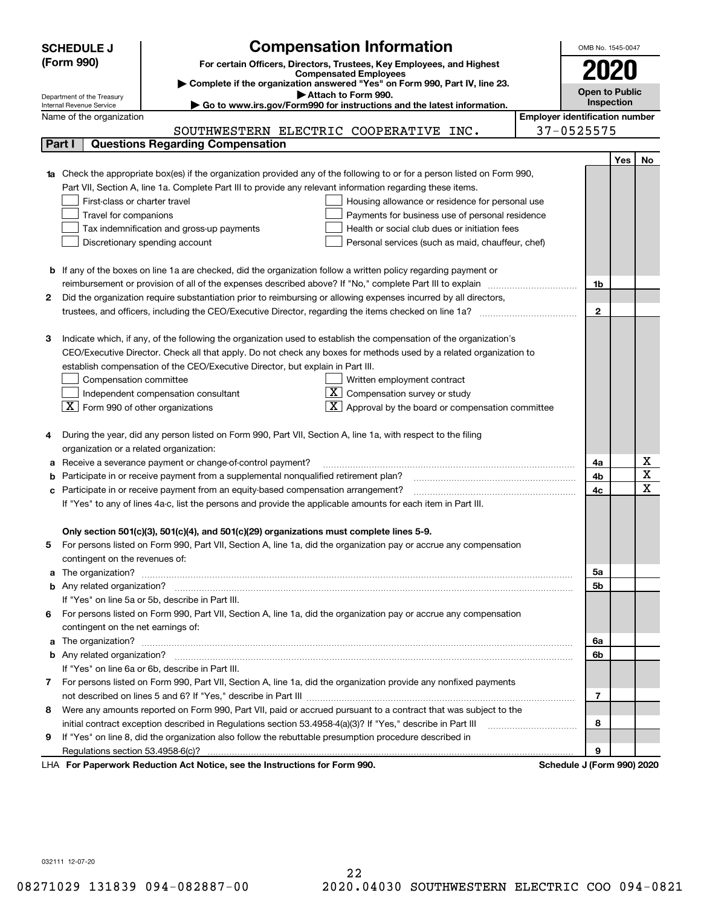# SCHEDULE J (Form 990)

## Compensation Information

**For certain Officers, Directors, Trustees, Key Employees, and Highest Compensated Employees**

▶ Complete if the organization answered "Yes" on Form 990, Part IV, line 23.

▶ Attach to Form 990.

▶ Go to www.irs.gov/Form990 for instructions and the latest information.

Department of the Treasury
Internal Revenue Service

OMB No. 1545-0047

**2020**

**Open to Public Inspection**

Name of the organization: SOUTHWESTERN ELECTRIC COOPERATIVE INC.

Employer identification number: 37-0525575

## Part I Questions Regarding Compensation

| | | | Yes | No |
|---|---|---|---|---|
| **1a** | Check the appropriate box(es) if the organization provided any of the following to or for a person listed on Form 990, Part VII, Section A, line 1a. Complete Part III to provide any relevant information regarding these items.<br>☐ First-class or charter travel ☐ Housing allowance or residence for personal use<br>☐ Travel for companions ☐ Payments for business use of personal residence<br>☐ Tax indemnification and gross-up payments ☐ Health or social club dues or initiation fees<br>☐ Discretionary spending account ☐ Personal services (such as maid, chauffeur, chef) | | | |
| **b** | If any of the boxes on line 1a are checked, did the organization follow a written policy regarding payment or reimbursement or provision of all of the expenses described above? If "No," complete Part III to explain | 1b | | |
| **2** | Did the organization require substantiation prior to reimbursing or allowing expenses incurred by all directors, trustees, and officers, including the CEO/Executive Director, regarding the items checked on line 1a? | 2 | | |
| **3** | Indicate which, if any, of the following the organization used to establish the compensation of the organization's CEO/Executive Director. Check all that apply. Do not check any boxes for methods used by a related organization to establish compensation of the CEO/Executive Director, but explain in Part III.<br>☐ Compensation committee ☐ Written employment contract<br>☐ Independent compensation consultant ☒ Compensation survey or study<br>☒ Form 990 of other organizations ☒ Approval by the board or compensation committee | | | |
| **4** | During the year, did any person listed on Form 990, Part VII, Section A, line 1a, with respect to the filing organization or a related organization: | | | |
| **a** | Receive a severance payment or change-of-control payment? | 4a | | X |
| **b** | Participate in or receive payment from a supplemental nonqualified retirement plan? | 4b | | X |
| **c** | Participate in or receive payment from an equity-based compensation arrangement? | 4c | | X |
| | If "Yes" to any of lines 4a-c, list the persons and provide the applicable amounts for each item in Part III. | | | |
| | **Only section 501(c)(3), 501(c)(4), and 501(c)(29) organizations must complete lines 5-9.** | | | |
| **5** | For persons listed on Form 990, Part VII, Section A, line 1a, did the organization pay or accrue any compensation contingent on the revenues of: | | | |
| **a** | The organization? | 5a | | |
| **b** | Any related organization? | 5b | | |
| | If "Yes" on line 5a or 5b, describe in Part III. | | | |
| **6** | For persons listed on Form 990, Part VII, Section A, line 1a, did the organization pay or accrue any compensation contingent on the net earnings of: | | | |
| **a** | The organization? | 6a | | |
| **b** | Any related organization? | 6b | | |
| | If "Yes" on line 6a or 6b, describe in Part III. | | | |
| **7** | For persons listed on Form 990, Part VII, Section A, line 1a, did the organization provide any nonfixed payments not described on lines 5 and 6? If "Yes," describe in Part III | 7 | | |
| **8** | Were any amounts reported on Form 990, Part VII, paid or accrued pursuant to a contract that was subject to the initial contract exception described in Regulations section 53.4958-4(a)(3)? If "Yes," describe in Part III | 8 | | |
| **9** | If "Yes" on line 8, did the organization also follow the rebuttable presumption procedure described in Regulations section 53.4958-6(c)? | 9 | | |

LHA **For Paperwork Reduction Act Notice, see the Instructions for Form 990.** **Schedule J (Form 990) 2020**

032111 12-07-20

08271029 131839 094-082887-00 2020.04030 SOUTHWESTERN ELECTRIC COO 094-0821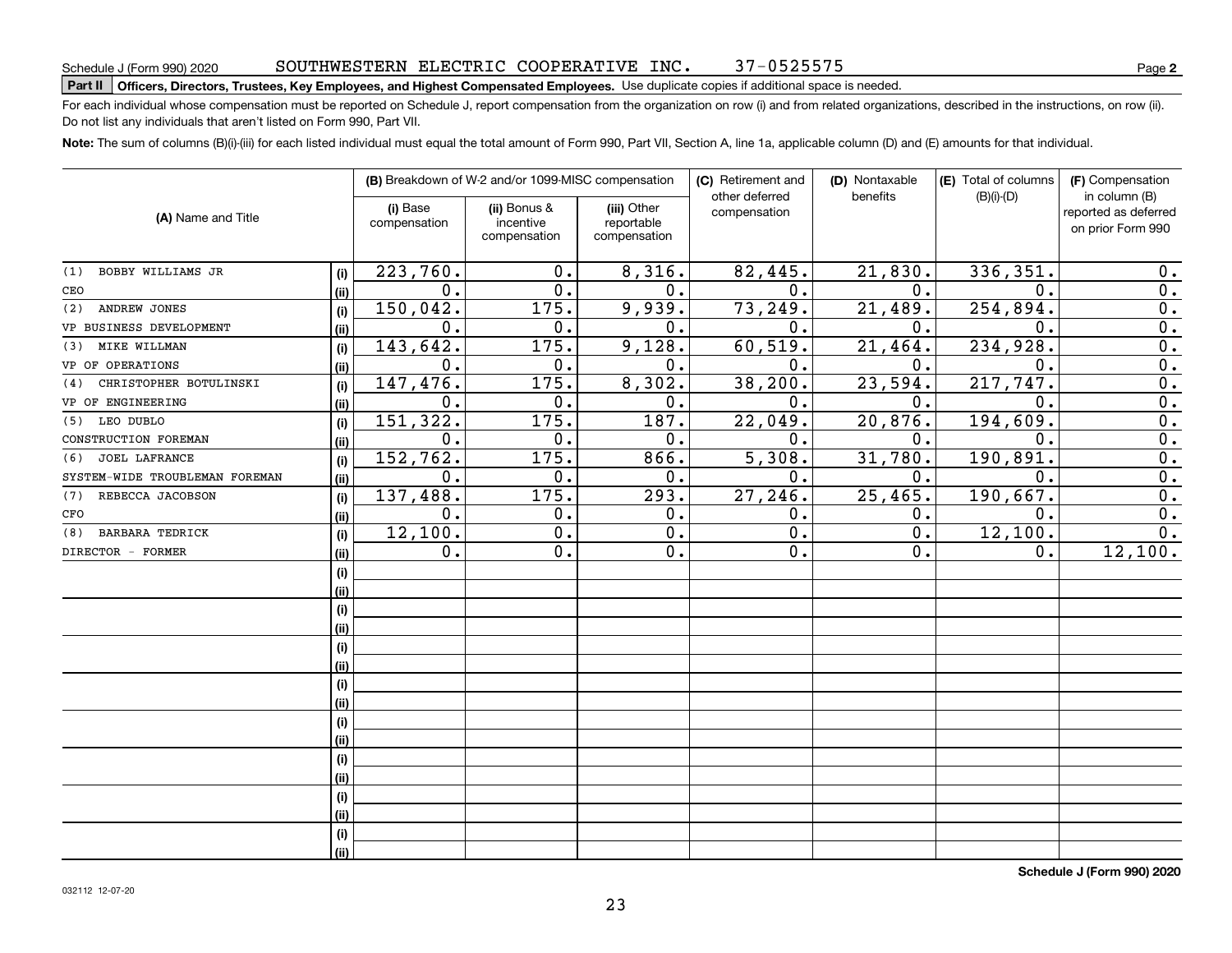Schedule J (Form 990) 2020 SOUTHWESTERN ELECTRIC COOPERATIVE INC. 37-0525575

**Part II** **Officers, Directors, Trustees, Key Employees, and Highest Compensated Employees.** Use duplicate copies if additional space is needed.

For each individual whose compensation must be reported on Schedule J, report compensation from the organization on row (i) and from related organizations, described in the instructions, on row (ii). Do not list any individuals that aren't listed on Form 990, Part VII.

**Note:** The sum of columns (B)(i)-(iii) for each listed individual must equal the total amount of Form 990, Part VII, Section A, line 1a, applicable column (D) and (E) amounts for that individual.

| (A) Name and Title | | (B) Breakdown of W-2 and/or 1099-MISC compensation | | | (C) Retirement and other deferred compensation | (D) Nontaxable benefits | (E) Total of columns (B)(i)-(D) | (F) Compensation in column (B) reported as deferred on prior Form 990 |
|---|---|---|---|---|---|---|---|---|
| | | (i) Base compensation | (ii) Bonus & incentive compensation | (iii) Other reportable compensation | | | | |
| (1) BOBBY WILLIAMS JR | (i) | 223,760. | 0. | 8,316. | 82,445. | 21,830. | 336,351. | 0. |
| CEO | (ii) | 0. | 0. | 0. | 0. | 0. | 0. | 0. |
| (2) ANDREW JONES | (i) | 150,042. | 175. | 9,939. | 73,249. | 21,489. | 254,894. | 0. |
| VP BUSINESS DEVELOPMENT | (ii) | 0. | 0. | 0. | 0. | 0. | 0. | 0. |
| (3) MIKE WILLMAN | (i) | 143,642. | 175. | 9,128. | 60,519. | 21,464. | 234,928. | 0. |
| VP OF OPERATIONS | (ii) | 0. | 0. | 0. | 0. | 0. | 0. | 0. |
| (4) CHRISTOPHER BOTULINSKI | (i) | 147,476. | 175. | 8,302. | 38,200. | 23,594. | 217,747. | 0. |
| VP OF ENGINEERING | (ii) | 0. | 0. | 0. | 0. | 0. | 0. | 0. |
| (5) LEO DUBLO | (i) | 151,322. | 175. | 187. | 22,049. | 20,876. | 194,609. | 0. |
| CONSTRUCTION FOREMAN | (ii) | 0. | 0. | 0. | 0. | 0. | 0. | 0. |
| (6) JOEL LAFRANCE | (i) | 152,762. | 175. | 866. | 5,308. | 31,780. | 190,891. | 0. |
| SYSTEM-WIDE TROUBLEMAN FOREMAN | (ii) | 0. | 0. | 0. | 0. | 0. | 0. | 0. |
| (7) REBECCA JACOBSON | (i) | 137,488. | 175. | 293. | 27,246. | 25,465. | 190,667. | 0. |
| CFO | (ii) | 0. | 0. | 0. | 0. | 0. | 0. | 0. |
| (8) BARBARA TEDRICK | (i) | 12,100. | 0. | 0. | 0. | 0. | 12,100. | 0. |
| DIRECTOR - FORMER | (ii) | 0. | 0. | 0. | 0. | 0. | 0. | 12,100. |
| | (i) | | | | | | | |
| | (ii) | | | | | | | |
| | (i) | | | | | | | |
| | (ii) | | | | | | | |
| | (i) | | | | | | | |
| | (ii) | | | | | | | |
| | (i) | | | | | | | |
| | (ii) | | | | | | | |
| | (i) | | | | | | | |
| | (ii) | | | | | | | |
| | (i) | | | | | | | |
| | (ii) | | | | | | | |
| | (i) | | | | | | | |
| | (ii) | | | | | | | |
| | (i) | | | | | | | |
| | (ii) | | | | | | | |

**Schedule J (Form 990) 2020**

032112 12-07-20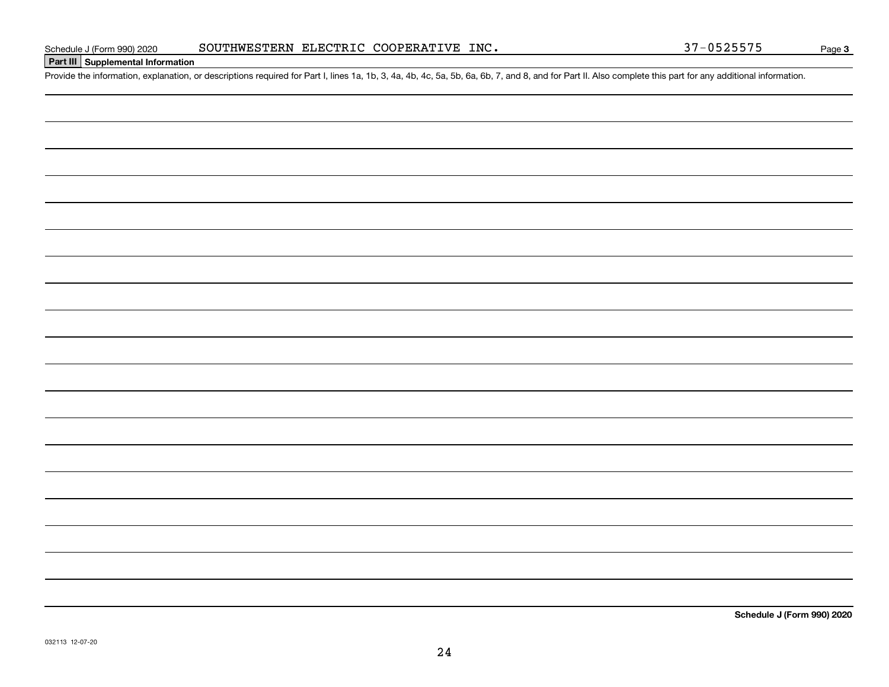Schedule J (Form 990) 2020 SOUTHWESTERN ELECTRIC COOPERATIVE INC. 37-0525575

## Part III Supplemental Information

Provide the information, explanation, or descriptions required for Part I, lines 1a, 1b, 3, 4a, 4b, 4c, 5a, 5b, 6a, 6b, 7, and 8, and for Part II. Also complete this part for any additional information.

**Schedule J (Form 990) 2020**

032113 12-07-20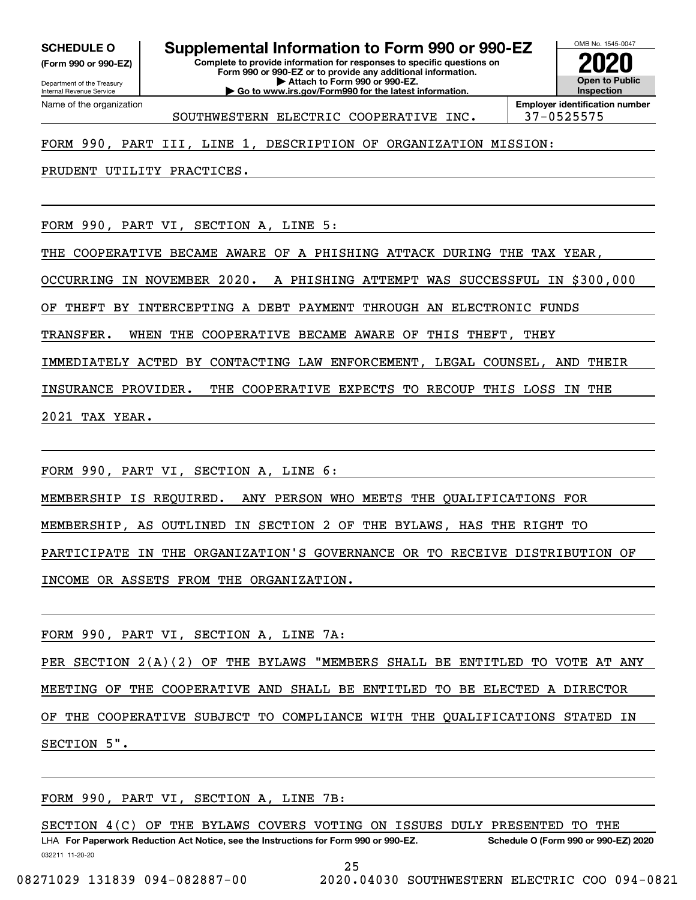**SCHEDULE O**
**(Form 990 or 990-EZ)**

Department of the Treasury
Internal Revenue Service

# Supplemental Information to Form 990 or 990-EZ

**Complete to provide information for responses to specific questions on Form 990 or 990-EZ or to provide any additional information.**
**▶ Attach to Form 990 or 990-EZ.**
**▶ Go to www.irs.gov/Form990 for the latest information.**

OMB No. 1545-0047

**2020**

**Open to Public Inspection**

| Name of the organization | Employer identification number |
|---|---|
| SOUTHWESTERN ELECTRIC COOPERATIVE INC. | 37-0525575 |

FORM 990, PART III, LINE 1, DESCRIPTION OF ORGANIZATION MISSION:

PRUDENT UTILITY PRACTICES.

FORM 990, PART VI, SECTION A, LINE 5:

THE COOPERATIVE BECAME AWARE OF A PHISHING ATTACK DURING THE TAX YEAR, OCCURRING IN NOVEMBER 2020. A PHISHING ATTEMPT WAS SUCCESSFUL IN $300,000 OF THEFT BY INTERCEPTING A DEBT PAYMENT THROUGH AN ELECTRONIC FUNDS TRANSFER. WHEN THE COOPERATIVE BECAME AWARE OF THIS THEFT, THEY IMMEDIATELY ACTED BY CONTACTING LAW ENFORCEMENT, LEGAL COUNSEL, AND THEIR INSURANCE PROVIDER. THE COOPERATIVE EXPECTS TO RECOUP THIS LOSS IN THE 2021 TAX YEAR.

FORM 990, PART VI, SECTION A, LINE 6:

MEMBERSHIP IS REQUIRED. ANY PERSON WHO MEETS THE QUALIFICATIONS FOR MEMBERSHIP, AS OUTLINED IN SECTION 2 OF THE BYLAWS, HAS THE RIGHT TO PARTICIPATE IN THE ORGANIZATION'S GOVERNANCE OR TO RECEIVE DISTRIBUTION OF INCOME OR ASSETS FROM THE ORGANIZATION.

FORM 990, PART VI, SECTION A, LINE 7A:

PER SECTION 2(A)(2) OF THE BYLAWS "MEMBERS SHALL BE ENTITLED TO VOTE AT ANY MEETING OF THE COOPERATIVE AND SHALL BE ENTITLED TO BE ELECTED A DIRECTOR OF THE COOPERATIVE SUBJECT TO COMPLIANCE WITH THE QUALIFICATIONS STATED IN SECTION 5".

FORM 990, PART VI, SECTION A, LINE 7B:

SECTION 4(C) OF THE BYLAWS COVERS VOTING ON ISSUES DULY PRESENTED TO THE

LHA **For Paperwork Reduction Act Notice, see the Instructions for Form 990 or 990-EZ.** **Schedule O (Form 990 or 990-EZ) 2020**

032211 11-20-20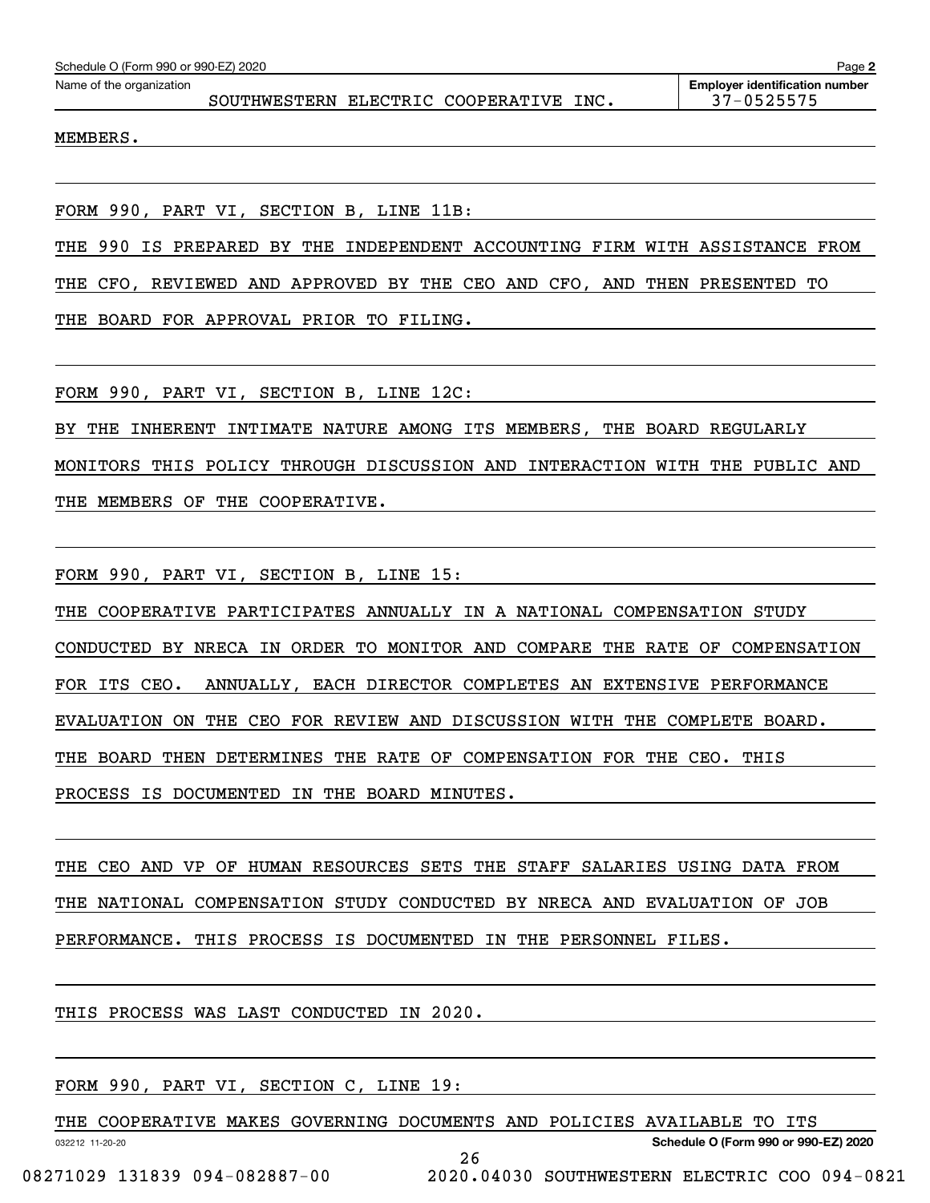Name of the organization: SOUTHWESTERN ELECTRIC COOPERATIVE INC.

Employer identification number: 37-0525575

MEMBERS.

FORM 990, PART VI, SECTION B, LINE 11B:

THE 990 IS PREPARED BY THE INDEPENDENT ACCOUNTING FIRM WITH ASSISTANCE FROM THE CFO, REVIEWED AND APPROVED BY THE CEO AND CFO, AND THEN PRESENTED TO THE BOARD FOR APPROVAL PRIOR TO FILING.

FORM 990, PART VI, SECTION B, LINE 12C:

BY THE INHERENT INTIMATE NATURE AMONG ITS MEMBERS, THE BOARD REGULARLY MONITORS THIS POLICY THROUGH DISCUSSION AND INTERACTION WITH THE PUBLIC AND THE MEMBERS OF THE COOPERATIVE.

FORM 990, PART VI, SECTION B, LINE 15:

THE COOPERATIVE PARTICIPATES ANNUALLY IN A NATIONAL COMPENSATION STUDY CONDUCTED BY NRECA IN ORDER TO MONITOR AND COMPARE THE RATE OF COMPENSATION FOR ITS CEO. ANNUALLY, EACH DIRECTOR COMPLETES AN EXTENSIVE PERFORMANCE EVALUATION ON THE CEO FOR REVIEW AND DISCUSSION WITH THE COMPLETE BOARD. THE BOARD THEN DETERMINES THE RATE OF COMPENSATION FOR THE CEO. THIS PROCESS IS DOCUMENTED IN THE BOARD MINUTES.

THE CEO AND VP OF HUMAN RESOURCES SETS THE STAFF SALARIES USING DATA FROM THE NATIONAL COMPENSATION STUDY CONDUCTED BY NRECA AND EVALUATION OF JOB PERFORMANCE. THIS PROCESS IS DOCUMENTED IN THE PERSONNEL FILES.

THIS PROCESS WAS LAST CONDUCTED IN 2020.

FORM 990, PART VI, SECTION C, LINE 19:

THE COOPERATIVE MAKES GOVERNING DOCUMENTS AND POLICIES AVAILABLE TO ITS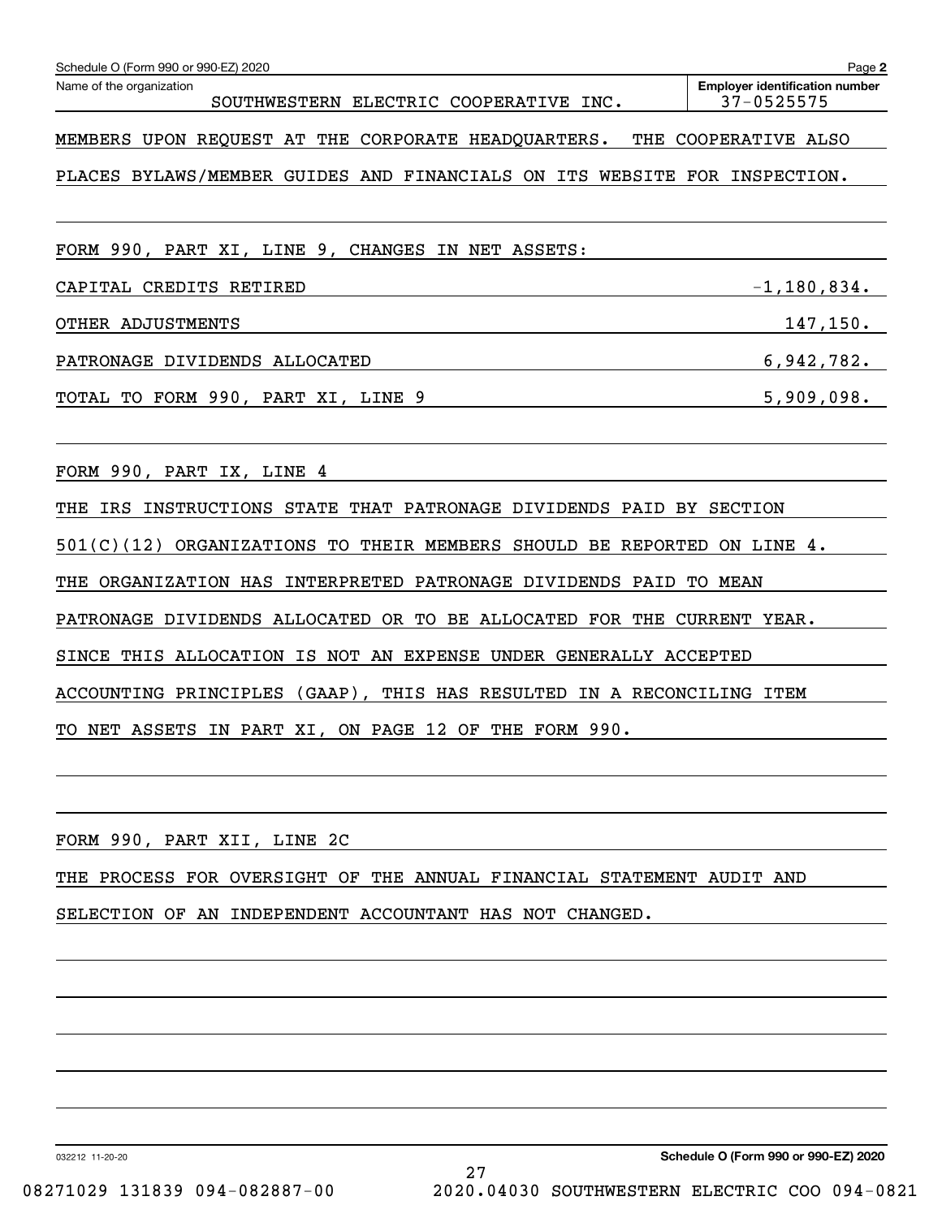Schedule O (Form 990 or 990-EZ) 2020

Name of the organization: SOUTHWESTERN ELECTRIC COOPERATIVE INC.

Employer identification number: 37-0525575

MEMBERS UPON REQUEST AT THE CORPORATE HEADQUARTERS. THE COOPERATIVE ALSO PLACES BYLAWS/MEMBER GUIDES AND FINANCIALS ON ITS WEBSITE FOR INSPECTION.

FORM 990, PART XI, LINE 9, CHANGES IN NET ASSETS:

| | |
|---|---|
| CAPITAL CREDITS RETIRED | -1,180,834. |
| OTHER ADJUSTMENTS | 147,150. |
| PATRONAGE DIVIDENDS ALLOCATED | 6,942,782. |
| TOTAL TO FORM 990, PART XI, LINE 9 | 5,909,098. |

FORM 990, PART IX, LINE 4

THE IRS INSTRUCTIONS STATE THAT PATRONAGE DIVIDENDS PAID BY SECTION 501(C)(12) ORGANIZATIONS TO THEIR MEMBERS SHOULD BE REPORTED ON LINE 4. THE ORGANIZATION HAS INTERPRETED PATRONAGE DIVIDENDS PAID TO MEAN PATRONAGE DIVIDENDS ALLOCATED OR TO BE ALLOCATED FOR THE CURRENT YEAR. SINCE THIS ALLOCATION IS NOT AN EXPENSE UNDER GENERALLY ACCEPTED ACCOUNTING PRINCIPLES (GAAP), THIS HAS RESULTED IN A RECONCILING ITEM TO NET ASSETS IN PART XI, ON PAGE 12 OF THE FORM 990.

FORM 990, PART XII, LINE 2C

THE PROCESS FOR OVERSIGHT OF THE ANNUAL FINANCIAL STATEMENT AUDIT AND SELECTION OF AN INDEPENDENT ACCOUNTANT HAS NOT CHANGED.